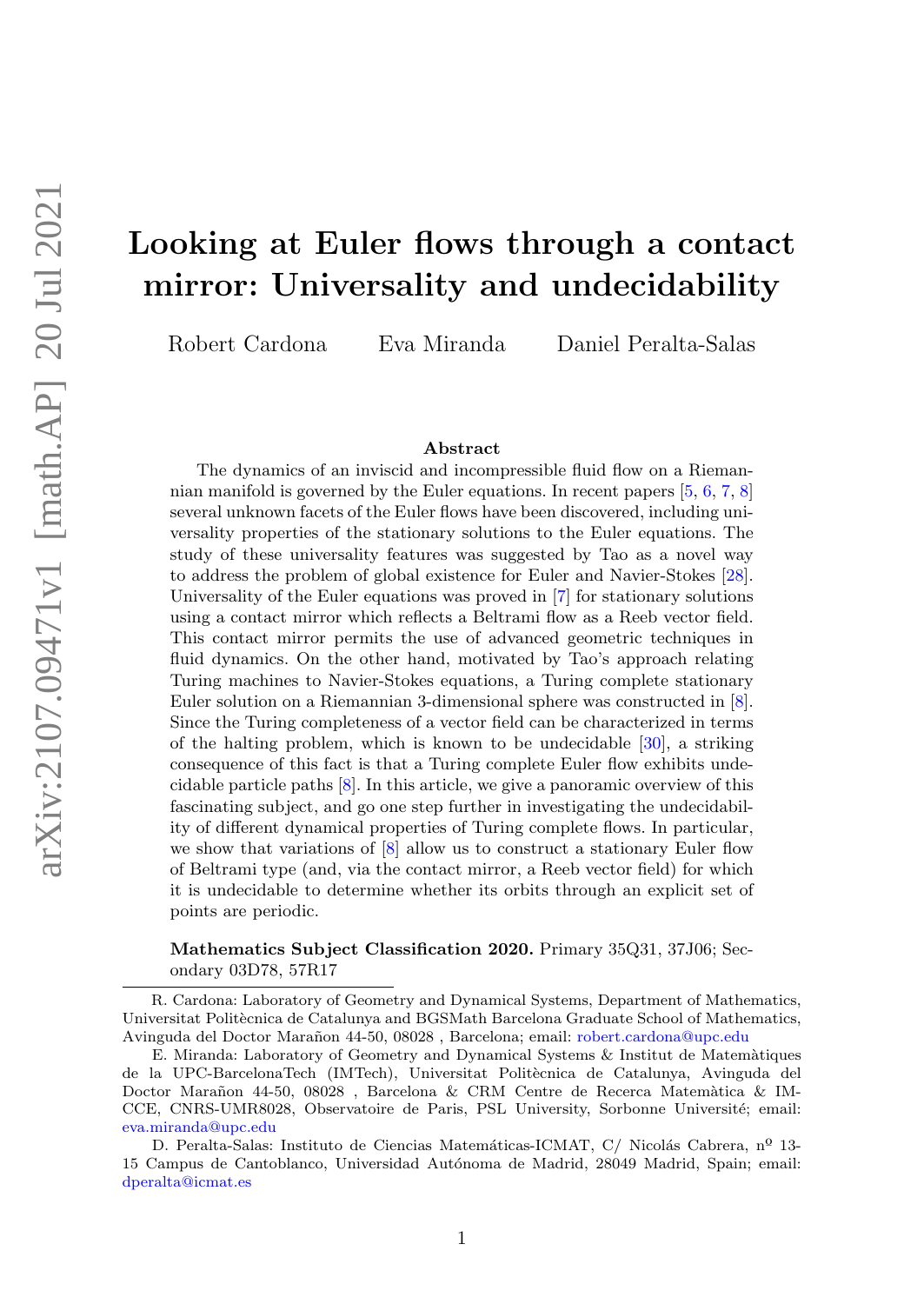# Looking at Euler flows through a contact mirror: Universality and undecidability

Robert Cardona Eva Miranda Daniel Peralta-Salas

## Abstract

The dynamics of an inviscid and incompressible fluid flow on a Riemannian manifold is governed by the Euler equations. In recent papers [5, 6, 7, 8] several unknown facets of the Euler flows have been discovered, including universality properties of the stationary solutions to the Euler equations. The study of these universality features was suggested by Tao as a novel way to address the problem of global existence for Euler and Navier-Stokes [28]. Universality of the Euler equations was proved in [7] for stationary solutions using a contact mirror which reflects a Beltrami flow as a Reeb vector field. This contact mirror permits the use of advanced geometric techniques in fluid dynamics. On the other hand, motivated by Tao's approach relating Turing machines to Navier-Stokes equations, a Turing complete stationary Euler solution on a Riemannian 3-dimensional sphere was constructed in [8]. Since the Turing completeness of a vector field can be characterized in terms of the halting problem, which is known to be undecidable [30], a striking consequence of this fact is that a Turing complete Euler flow exhibits undecidable particle paths [8]. In this article, we give a panoramic overview of this fascinating subject, and go one step further in investigating the undecidability of different dynamical properties of Turing complete flows. In particular, we show that variations of [8] allow us to construct a stationary Euler flow of Beltrami type (and, via the contact mirror, a Reeb vector field) for which it is undecidable to determine whether its orbits through an explicit set of points are periodic.

**Mathematics Subject Classification 2020.** Primary 35Q31, 37J06; Secondary 03D78, 57R17

R. Cardona: Laboratory of Geometry and Dynamical Systems, Department of Mathematics, Universitat Politècnica de Catalunya and BGSMath Barcelona Graduate School of Mathematics, Avinguda del Doctor Marañon 44-50, 08028 , Barcelona; email: robert.cardona@upc.edu

E. Miranda: Laboratory of Geometry and Dynamical Systems & Institut de Matemàtiques de la UPC-BarcelonaTech (IMTech), Universitat Politècnica de Catalunya, Avinguda del Doctor Marañon 44-50, 08028 , Barcelona & CRM Centre de Recerca Matemàtica & IMCCE, CNRS-UMR8028, Observatoire de Paris, PSL University, Sorbonne Université; email: eva.miranda@upc.edu

D. Peralta-Salas: Instituto de Ciencias Matemáticas-ICMAT, C/ Nicolás Cabrera, nº 13-15 Campus de Cantoblanco, Universidad Autónoma de Madrid, 28049 Madrid, Spain; email: dperalta@icmat.es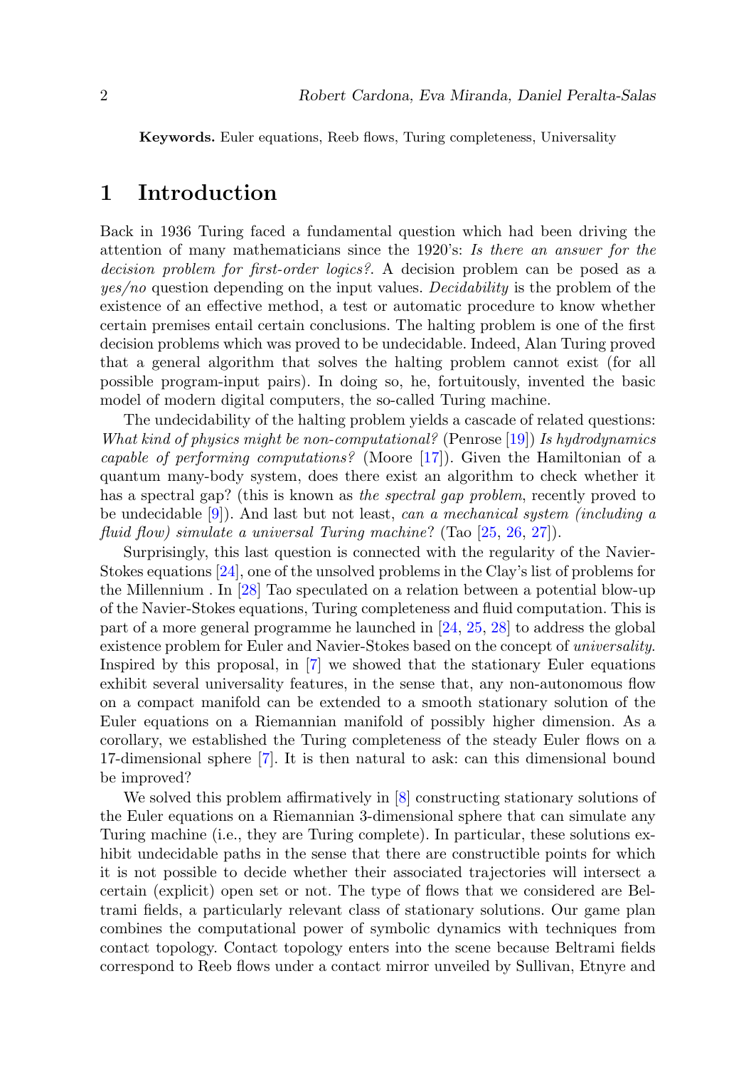**Keywords.** Euler equations, Reeb flows, Turing completeness, Universality

# 1 Introduction

Back in 1936 Turing faced a fundamental question which had been driving the attention of many mathematicians since the 1920's: *Is there an answer for the decision problem for first-order logics?*. A decision problem can be posed as a *yes/no* question depending on the input values. *Decidability* is the problem of the existence of an effective method, a test or automatic procedure to know whether certain premises entail certain conclusions. The halting problem is one of the first decision problems which was proved to be undecidable. Indeed, Alan Turing proved that a general algorithm that solves the halting problem cannot exist (for all possible program-input pairs). In doing so, he, fortuitously, invented the basic model of modern digital computers, the so-called Turing machine.

The undecidability of the halting problem yields a cascade of related questions: *What kind of physics might be non-computational?* (Penrose [19]) *Is hydrodynamics capable of performing computations?* (Moore [17]). Given the Hamiltonian of a quantum many-body system, does there exist an algorithm to check whether it has a spectral gap? (this is known as *the spectral gap problem*, recently proved to be undecidable [9]). And last but not least, *can a mechanical system (including a fluid flow) simulate a universal Turing machine*? (Tao [25, 26, 27]).

Surprisingly, this last question is connected with the regularity of the Navier-Stokes equations [24], one of the unsolved problems in the Clay's list of problems for the Millennium . In [28] Tao speculated on a relation between a potential blow-up of the Navier-Stokes equations, Turing completeness and fluid computation. This is part of a more general programme he launched in [24, 25, 28] to address the global existence problem for Euler and Navier-Stokes based on the concept of *universality*. Inspired by this proposal, in [7] we showed that the stationary Euler equations exhibit several universality features, in the sense that, any non-autonomous flow on a compact manifold can be extended to a smooth stationary solution of the Euler equations on a Riemannian manifold of possibly higher dimension. As a corollary, we established the Turing completeness of the steady Euler flows on a 17-dimensional sphere [7]. It is then natural to ask: can this dimensional bound be improved?

We solved this problem affirmatively in [8] constructing stationary solutions of the Euler equations on a Riemannian 3-dimensional sphere that can simulate any Turing machine (i.e., they are Turing complete). In particular, these solutions exhibit undecidable paths in the sense that there are constructible points for which it is not possible to decide whether their associated trajectories will intersect a certain (explicit) open set or not. The type of flows that we considered are Beltrami fields, a particularly relevant class of stationary solutions. Our game plan combines the computational power of symbolic dynamics with techniques from contact topology. Contact topology enters into the scene because Beltrami fields correspond to Reeb flows under a contact mirror unveiled by Sullivan, Etnyre and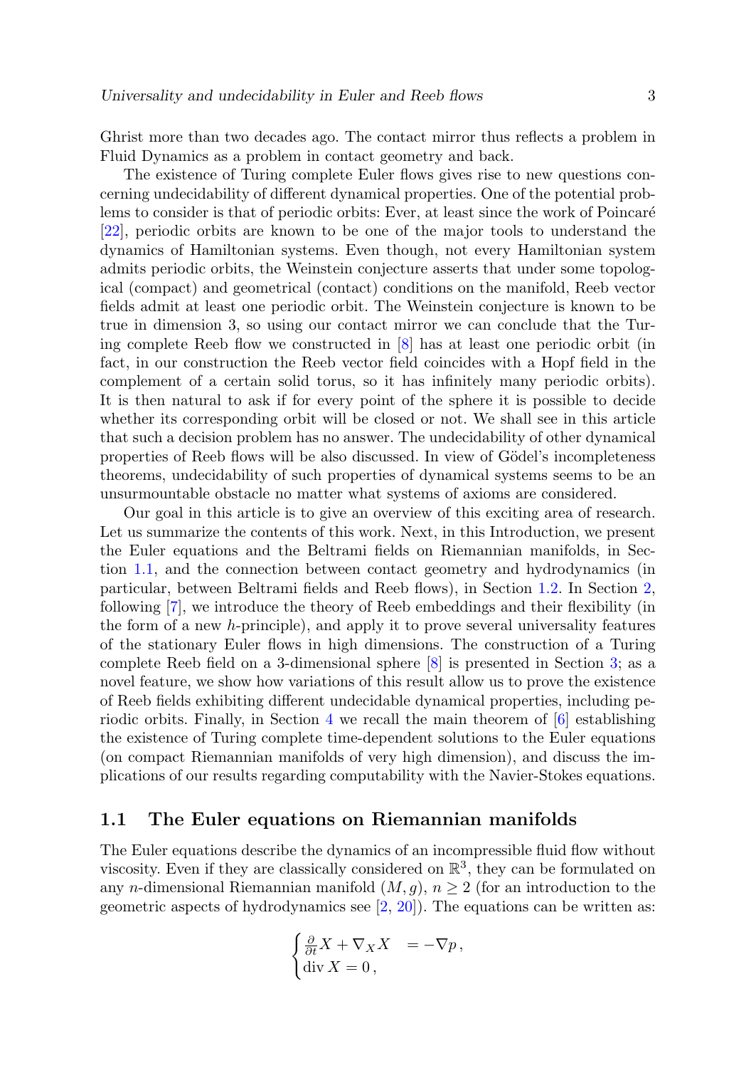Ghrist more than two decades ago. The contact mirror thus reflects a problem in Fluid Dynamics as a problem in contact geometry and back.

The existence of Turing complete Euler flows gives rise to new questions concerning undecidability of different dynamical properties. One of the potential problems to consider is that of periodic orbits: Ever, at least since the work of Poincaré [22], periodic orbits are known to be one of the major tools to understand the dynamics of Hamiltonian systems. Even though, not every Hamiltonian system admits periodic orbits, the Weinstein conjecture asserts that under some topological (compact) and geometrical (contact) conditions on the manifold, Reeb vector fields admit at least one periodic orbit. The Weinstein conjecture is known to be true in dimension 3, so using our contact mirror we can conclude that the Turing complete Reeb flow we constructed in [8] has at least one periodic orbit (in fact, in our construction the Reeb vector field coincides with a Hopf field in the complement of a certain solid torus, so it has infinitely many periodic orbits). It is then natural to ask if for every point of the sphere it is possible to decide whether its corresponding orbit will be closed or not. We shall see in this article that such a decision problem has no answer. The undecidability of other dynamical properties of Reeb flows will be also discussed. In view of Gödel's incompleteness theorems, undecidability of such properties of dynamical systems seems to be an unsurmountable obstacle no matter what systems of axioms are considered.

Our goal in this article is to give an overview of this exciting area of research. Let us summarize the contents of this work. Next, in this Introduction, we present the Euler equations and the Beltrami fields on Riemannian manifolds, in Section 1.1, and the connection between contact geometry and hydrodynamics (in particular, between Beltrami fields and Reeb flows), in Section 1.2. In Section 2, following [7], we introduce the theory of Reeb embeddings and their flexibility (in the form of a new $h$-principle), and apply it to prove several universality features of the stationary Euler flows in high dimensions. The construction of a Turing complete Reeb field on a 3-dimensional sphere [8] is presented in Section 3; as a novel feature, we show how variations of this result allow us to prove the existence of Reeb fields exhibiting different undecidable dynamical properties, including periodic orbits. Finally, in Section 4 we recall the main theorem of [6] establishing the existence of Turing complete time-dependent solutions to the Euler equations (on compact Riemannian manifolds of very high dimension), and discuss the implications of our results regarding computability with the Navier-Stokes equations.

## 1.1 The Euler equations on Riemannian manifolds

The Euler equations describe the dynamics of an incompressible fluid flow without viscosity. Even if they are classically considered on $\mathbb{R}^3$, they can be formulated on any $n$-dimensional Riemannian manifold $(M, g)$, $n \geq 2$ (for an introduction to the geometric aspects of hydrodynamics see [2, 20]). The equations can be written as:

$$
\begin{cases}
\frac{\partial}{\partial t} X + \nabla_X X &= -\nabla p \,, \\
\operatorname{div} X = 0 \,,
\end{cases}
$$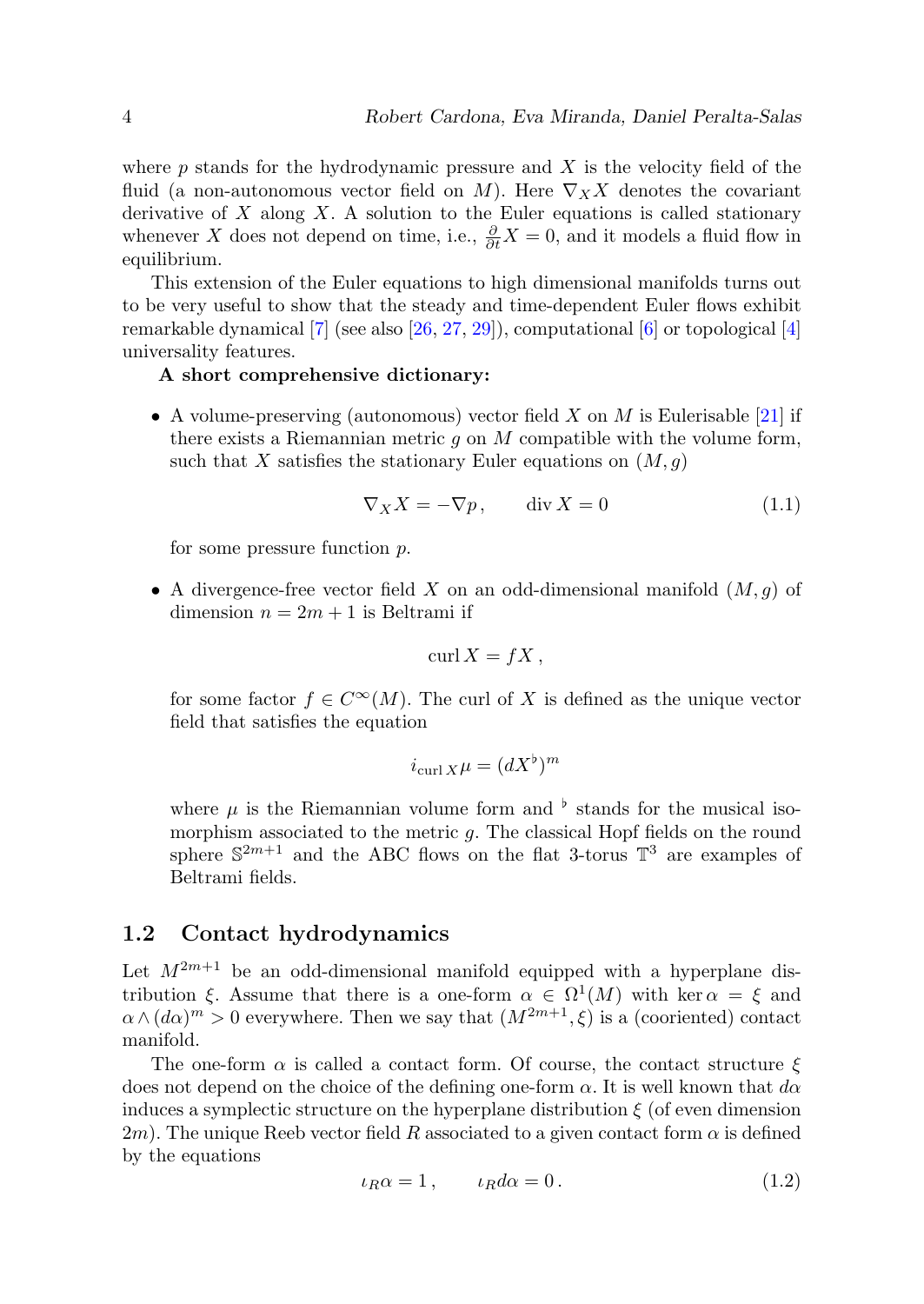where $p$ stands for the hydrodynamic pressure and $X$ is the velocity field of the fluid (a non-autonomous vector field on $M$). Here $\nabla_X X$ denotes the covariant derivative of $X$ along $X$. A solution to the Euler equations is called stationary whenever $X$ does not depend on time, i.e., $\frac{\partial}{\partial t} X = 0$, and it models a fluid flow in equilibrium.

This extension of the Euler equations to high dimensional manifolds turns out to be very useful to show that the steady and time-dependent Euler flows exhibit remarkable dynamical [7] (see also [26, 27, 29]), computational [6] or topological [4] universality features.

**A short comprehensive dictionary:**

- A volume-preserving (autonomous) vector field $X$ on $M$ is Eulerisable [21] if there exists a Riemannian metric $g$ on $M$ compatible with the volume form, such that $X$ satisfies the stationary Euler equations on $(M, g)$

$$\nabla_X X = -\nabla p \,, \qquad \operatorname{div} X = 0 \tag{1.1}$$

  for some pressure function $p$.

- A divergence-free vector field $X$ on an odd-dimensional manifold $(M, g)$ of dimension $n = 2m + 1$ is Beltrami if

$$\operatorname{curl} X = fX \,,$$

  for some factor $f \in C^\infty(M)$. The curl of $X$ is defined as the unique vector field that satisfies the equation

$$i_{\operatorname{curl} X}\mu = (dX^\flat)^m$$

  where $\mu$ is the Riemannian volume form and $^\flat$ stands for the musical isomorphism associated to the metric $g$. The classical Hopf fields on the round sphere $\mathbb{S}^{2m+1}$ and the ABC flows on the flat 3-torus $\mathbb{T}^3$ are examples of Beltrami fields.

## 1.2 Contact hydrodynamics

Let $M^{2m+1}$ be an odd-dimensional manifold equipped with a hyperplane distribution $\xi$. Assume that there is a one-form $\alpha \in \Omega^1(M)$ with $\ker \alpha = \xi$ and $\alpha \wedge (d\alpha)^m > 0$ everywhere. Then we say that $(M^{2m+1}, \xi)$ is a (cooriented) contact manifold.

The one-form $\alpha$ is called a contact form. Of course, the contact structure $\xi$ does not depend on the choice of the defining one-form $\alpha$. It is well known that $d\alpha$ induces a symplectic structure on the hyperplane distribution $\xi$ (of even dimension $2m$). The unique Reeb vector field $R$ associated to a given contact form $\alpha$ is defined by the equations

$$\iota_R \alpha = 1 \,, \qquad \iota_R d\alpha = 0 \,. \tag{1.2}$$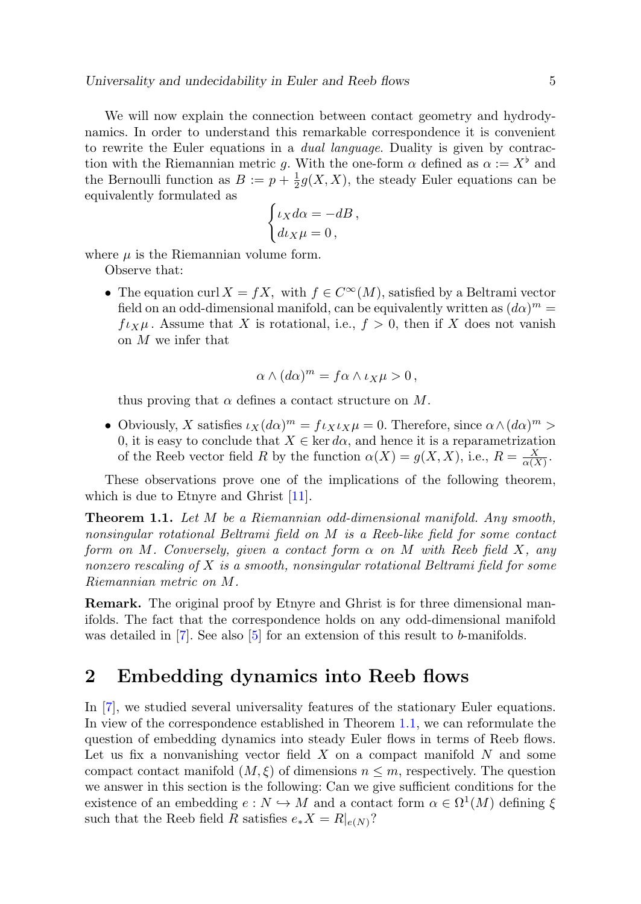We will now explain the connection between contact geometry and hydrodynamics. In order to understand this remarkable correspondence it is convenient to rewrite the Euler equations in a *dual language*. Duality is given by contraction with the Riemannian metric $g$. With the one-form $\alpha$ defined as $\alpha := X^\flat$ and the Bernoulli function as $B := p + \frac{1}{2}g(X,X)$, the steady Euler equations can be equivalently formulated as

$$\begin{cases} \iota_X d\alpha = -dB\,, \\ d\iota_X \mu = 0\,, \end{cases}$$

where $\mu$ is the Riemannian volume form.

Observe that:

- The equation $\operatorname{curl} X = fX$, with $f \in C^\infty(M)$, satisfied by a Beltrami vector field on an odd-dimensional manifold, can be equivalently written as $(d\alpha)^m = f\iota_X \mu$. Assume that $X$ is rotational, i.e., $f > 0$, then if $X$ does not vanish on $M$ we infer that

$$\alpha \wedge (d\alpha)^m = f\alpha \wedge \iota_X \mu > 0\,,$$

  thus proving that $\alpha$ defines a contact structure on $M$.

- Obviously, $X$ satisfies $\iota_X(d\alpha)^m = f\iota_X\iota_X\mu = 0$. Therefore, since $\alpha \wedge (d\alpha)^m > 0$, it is easy to conclude that $X \in \ker d\alpha$, and hence it is a reparametrization of the Reeb vector field $R$ by the function $\alpha(X) = g(X,X)$, i.e., $R = \frac{X}{\alpha(X)}$.

These observations prove one of the implications of the following theorem, which is due to Etnyre and Ghrist [11].

**Theorem 1.1.** *Let $M$ be a Riemannian odd-dimensional manifold. Any smooth, nonsingular rotational Beltrami field on $M$ is a Reeb-like field for some contact form on $M$. Conversely, given a contact form $\alpha$ on $M$ with Reeb field $X$, any nonzero rescaling of $X$ is a smooth, nonsingular rotational Beltrami field for some Riemannian metric on $M$.*

**Remark.** The original proof by Etnyre and Ghrist is for three dimensional manifolds. The fact that the correspondence holds on any odd-dimensional manifold was detailed in [7]. See also [5] for an extension of this result to $b$-manifolds.

## 2 Embedding dynamics into Reeb flows

In [7], we studied several universality features of the stationary Euler equations. In view of the correspondence established in Theorem 1.1, we can reformulate the question of embedding dynamics into steady Euler flows in terms of Reeb flows. Let us fix a nonvanishing vector field $X$ on a compact manifold $N$ and some compact contact manifold $(M,\xi)$ of dimensions $n \leq m$, respectively. The question we answer in this section is the following: Can we give sufficient conditions for the existence of an embedding $e : N \hookrightarrow M$ and a contact form $\alpha \in \Omega^1(M)$ defining $\xi$ such that the Reeb field $R$ satisfies $e_*X = R|_{e(N)}$?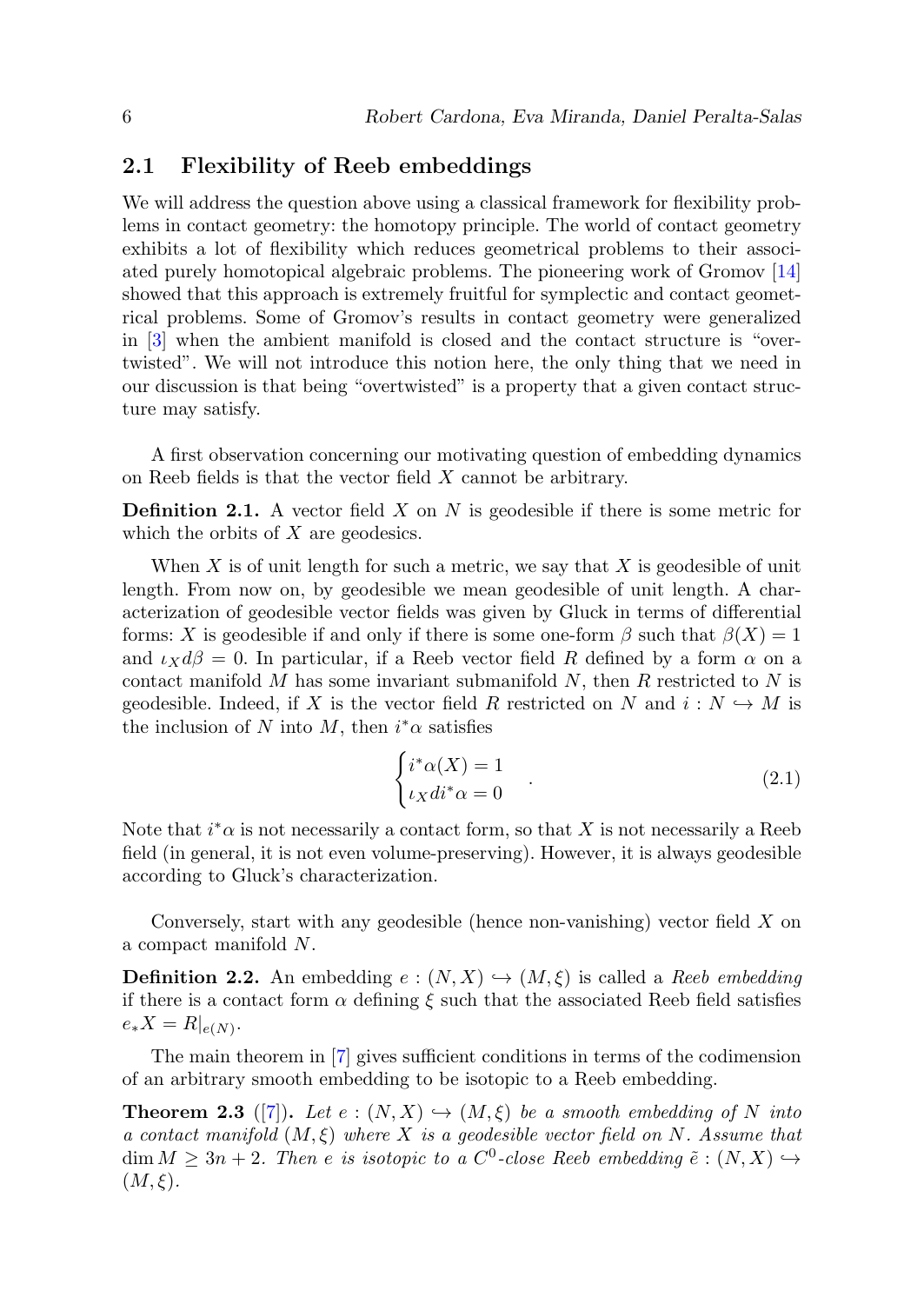## 2.1 Flexibility of Reeb embeddings

We will address the question above using a classical framework for flexibility problems in contact geometry: the homotopy principle. The world of contact geometry exhibits a lot of flexibility which reduces geometrical problems to their associated purely homotopical algebraic problems. The pioneering work of Gromov [14] showed that this approach is extremely fruitful for symplectic and contact geometrical problems. Some of Gromov's results in contact geometry were generalized in [3] when the ambient manifold is closed and the contact structure is "overtwisted". We will not introduce this notion here, the only thing that we need in our discussion is that being "overtwisted" is a property that a given contact structure may satisfy.

A first observation concerning our motivating question of embedding dynamics on Reeb fields is that the vector field $X$ cannot be arbitrary.

**Definition 2.1.** A vector field $X$ on $N$ is geodesible if there is some metric for which the orbits of $X$ are geodesics.

When $X$ is of unit length for such a metric, we say that $X$ is geodesible of unit length. From now on, by geodesible we mean geodesible of unit length. A characterization of geodesible vector fields was given by Gluck in terms of differential forms: $X$ is geodesible if and only if there is some one-form $\beta$ such that $\beta(X) = 1$ and $\iota_X d\beta = 0$. In particular, if a Reeb vector field $R$ defined by a form $\alpha$ on a contact manifold $M$ has some invariant submanifold $N$, then $R$ restricted to $N$ is geodesible. Indeed, if $X$ is the vector field $R$ restricted on $N$ and $i : N \hookrightarrow M$ is the inclusion of $N$ into $M$, then $i^*\alpha$ satisfies

$$\begin{cases} i^*\alpha(X) = 1 \\ \iota_X di^*\alpha = 0 \end{cases} . \tag{2.1}$$

Note that $i^*\alpha$ is not necessarily a contact form, so that $X$ is not necessarily a Reeb field (in general, it is not even volume-preserving). However, it is always geodesible according to Gluck's characterization.

Conversely, start with any geodesible (hence non-vanishing) vector field $X$ on a compact manifold $N$.

**Definition 2.2.** An embedding $e : (N, X) \hookrightarrow (M, \xi)$ is called a *Reeb embedding* if there is a contact form $\alpha$ defining $\xi$ such that the associated Reeb field satisfies $e_*X = R|_{e(N)}$.

The main theorem in [7] gives sufficient conditions in terms of the codimension of an arbitrary smooth embedding to be isotopic to a Reeb embedding.

**Theorem 2.3** ([7]). *Let $e : (N, X) \hookrightarrow (M, \xi)$ be a smooth embedding of $N$ into a contact manifold $(M, \xi)$ where $X$ is a geodesible vector field on $N$. Assume that $\dim M \geq 3n + 2$. Then $e$ is isotopic to a $C^0$-close Reeb embedding $\tilde{e} : (N, X) \hookrightarrow (M, \xi)$.*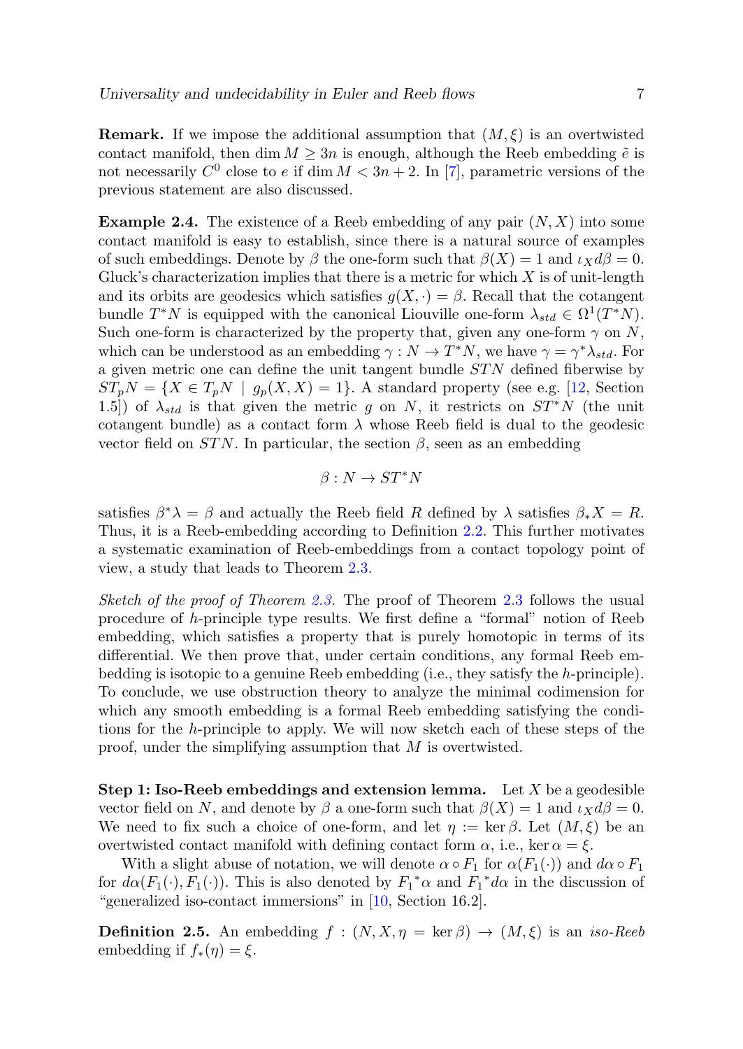**Remark.** If we impose the additional assumption that $(M, \xi)$ is an overtwisted contact manifold, then $\dim M \geq 3n$ is enough, although the Reeb embedding $\tilde{e}$ is not necessarily $C^0$ close to $e$ if $\dim M < 3n+2$. In [7], parametric versions of the previous statement are also discussed.

**Example 2.4.** The existence of a Reeb embedding of any pair $(N, X)$ into some contact manifold is easy to establish, since there is a natural source of examples of such embeddings. Denote by $\beta$ the one-form such that $\beta(X) = 1$ and $\iota_X d\beta = 0$. Gluck's characterization implies that there is a metric for which $X$ is of unit-length and its orbits are geodesics which satisfies $g(X, \cdot) = \beta$. Recall that the cotangent bundle $T^*N$ is equipped with the canonical Liouville one-form $\lambda_{std} \in \Omega^1(T^*N)$. Such one-form is characterized by the property that, given any one-form $\gamma$ on $N$, which can be understood as an embedding $\gamma : N \to T^*N$, we have $\gamma = \gamma^* \lambda_{std}$. For a given metric one can define the unit tangent bundle $STN$ defined fiberwise by $ST_pN = \{X \in T_pN \mid g_p(X, X) = 1\}$. A standard property (see e.g. [12, Section 1.5]) of $\lambda_{std}$ is that given the metric $g$ on $N$, it restricts on $ST^*N$ (the unit cotangent bundle) as a contact form $\lambda$ whose Reeb field is dual to the geodesic vector field on $STN$. In particular, the section $\beta$, seen as an embedding

$$\beta : N \to ST^*N$$

satisfies $\beta^*\lambda = \beta$ and actually the Reeb field $R$ defined by $\lambda$ satisfies $\beta_* X = R$. Thus, it is a Reeb-embedding according to Definition 2.2. This further motivates a systematic examination of Reeb-embeddings from a contact topology point of view, a study that leads to Theorem 2.3.

*Sketch of the proof of Theorem 2.3.* The proof of Theorem 2.3 follows the usual procedure of $h$-principle type results. We first define a "formal" notion of Reeb embedding, which satisfies a property that is purely homotopic in terms of its differential. We then prove that, under certain conditions, any formal Reeb embedding is isotopic to a genuine Reeb embedding (i.e., they satisfy the $h$-principle). To conclude, we use obstruction theory to analyze the minimal codimension for which any smooth embedding is a formal Reeb embedding satisfying the conditions for the $h$-principle to apply. We will now sketch each of these steps of the proof, under the simplifying assumption that $M$ is overtwisted.

**Step 1: Iso-Reeb embeddings and extension lemma.** Let $X$ be a geodesible vector field on $N$, and denote by $\beta$ a one-form such that $\beta(X) = 1$ and $\iota_X d\beta = 0$. We need to fix such a choice of one-form, and let $\eta := \ker \beta$. Let $(M, \xi)$ be an overtwisted contact manifold with defining contact form $\alpha$, i.e., $\ker \alpha = \xi$.

With a slight abuse of notation, we will denote $\alpha \circ F_1$ for $\alpha(F_1(\cdot))$ and $d\alpha \circ F_1$ for $d\alpha(F_1(\cdot), F_1(\cdot))$. This is also denoted by ${F_1}^*\alpha$ and ${F_1}^*d\alpha$ in the discussion of "generalized iso-contact immersions" in [10, Section 16.2].

**Definition 2.5.** An embedding $f : (N, X, \eta = \ker \beta) \to (M, \xi)$ is an *iso-Reeb* embedding if $f_*(\eta) = \xi$.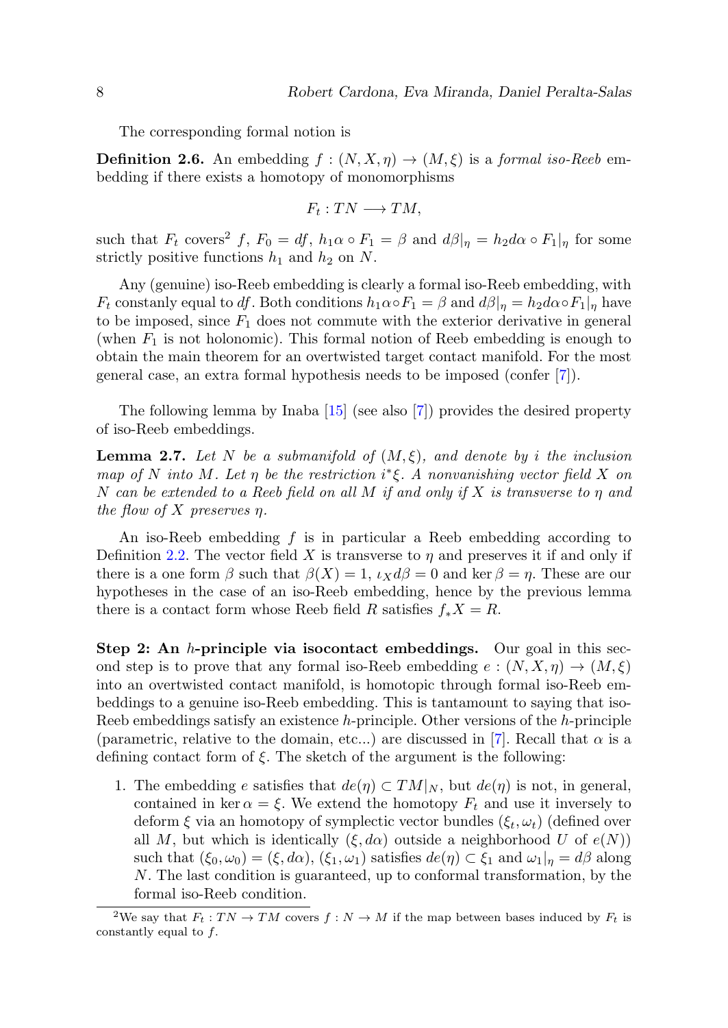The corresponding formal notion is

**Definition 2.6.** An embedding $f : (N, X, \eta) \to (M, \xi)$ is a *formal iso-Reeb* embedding if there exists a homotopy of monomorphisms

$$F_t : TN \longrightarrow TM,$$

such that $F_t$ covers[2] $f$, $F_0 = df$, $h_1\alpha \circ F_1 = \beta$ and $d\beta|_\eta = h_2 d\alpha \circ F_1|_\eta$ for some strictly positive functions $h_1$ and $h_2$ on $N$.

Any (genuine) iso-Reeb embedding is clearly a formal iso-Reeb embedding, with $F_t$ constantly equal to $df$. Both conditions $h_1\alpha\circ F_1 = \beta$ and $d\beta|_\eta = h_2 d\alpha\circ F_1|_\eta$ have to be imposed, since $F_1$ does not commute with the exterior derivative in general (when $F_1$ is not holonomic). This formal notion of Reeb embedding is enough to obtain the main theorem for an overtwisted target contact manifold. For the most general case, an extra formal hypothesis needs to be imposed (confer [7]).

The following lemma by Inaba [15] (see also [7]) provides the desired property of iso-Reeb embeddings.

**Lemma 2.7.** *Let $N$ be a submanifold of $(M, \xi)$, and denote by $i$ the inclusion map of $N$ into $M$. Let $\eta$ be the restriction $i^*\xi$. A nonvanishing vector field $X$ on $N$ can be extended to a Reeb field on all $M$ if and only if $X$ is transverse to $\eta$ and the flow of $X$ preserves $\eta$.*

An iso-Reeb embedding $f$ is in particular a Reeb embedding according to Definition 2.2. The vector field $X$ is transverse to $\eta$ and preserves it if and only if there is a one form $\beta$ such that $\beta(X) = 1$, $\iota_X d\beta = 0$ and $\ker\beta = \eta$. These are our hypotheses in the case of an iso-Reeb embedding, hence by the previous lemma there is a contact form whose Reeb field $R$ satisfies $f_*X = R$.

**Step 2: An $h$-principle via isocontact embeddings.** Our goal in this second step is to prove that any formal iso-Reeb embedding $e : (N, X, \eta) \to (M, \xi)$ into an overtwisted contact manifold, is homotopic through formal iso-Reeb embeddings to a genuine iso-Reeb embedding. This is tantamount to saying that iso-Reeb embeddings satisfy an existence $h$-principle. Other versions of the $h$-principle (parametric, relative to the domain, etc...) are discussed in [7]. Recall that $\alpha$ is a defining contact form of $\xi$. The sketch of the argument is the following:

1. The embedding $e$ satisfies that $de(\eta) \subset TM|_N$, but $de(\eta)$ is not, in general, contained in $\ker\alpha = \xi$. We extend the homotopy $F_t$ and use it inversely to deform $\xi$ via an homotopy of symplectic vector bundles $(\xi_t, \omega_t)$ (defined over all $M$, but which is identically $(\xi, d\alpha)$ outside a neighborhood $U$ of $e(N)$) such that $(\xi_0, \omega_0) = (\xi, d\alpha)$, $(\xi_1, \omega_1)$ satisfies $de(\eta) \subset \xi_1$ and $\omega_1|_\eta = d\beta$ along $N$. The last condition is guaranteed, up to conformal transformation, by the formal iso-Reeb condition.

[2] We say that $F_t : TN \to TM$ covers $f : N \to M$ if the map between bases induced by $F_t$ is constantly equal to $f$.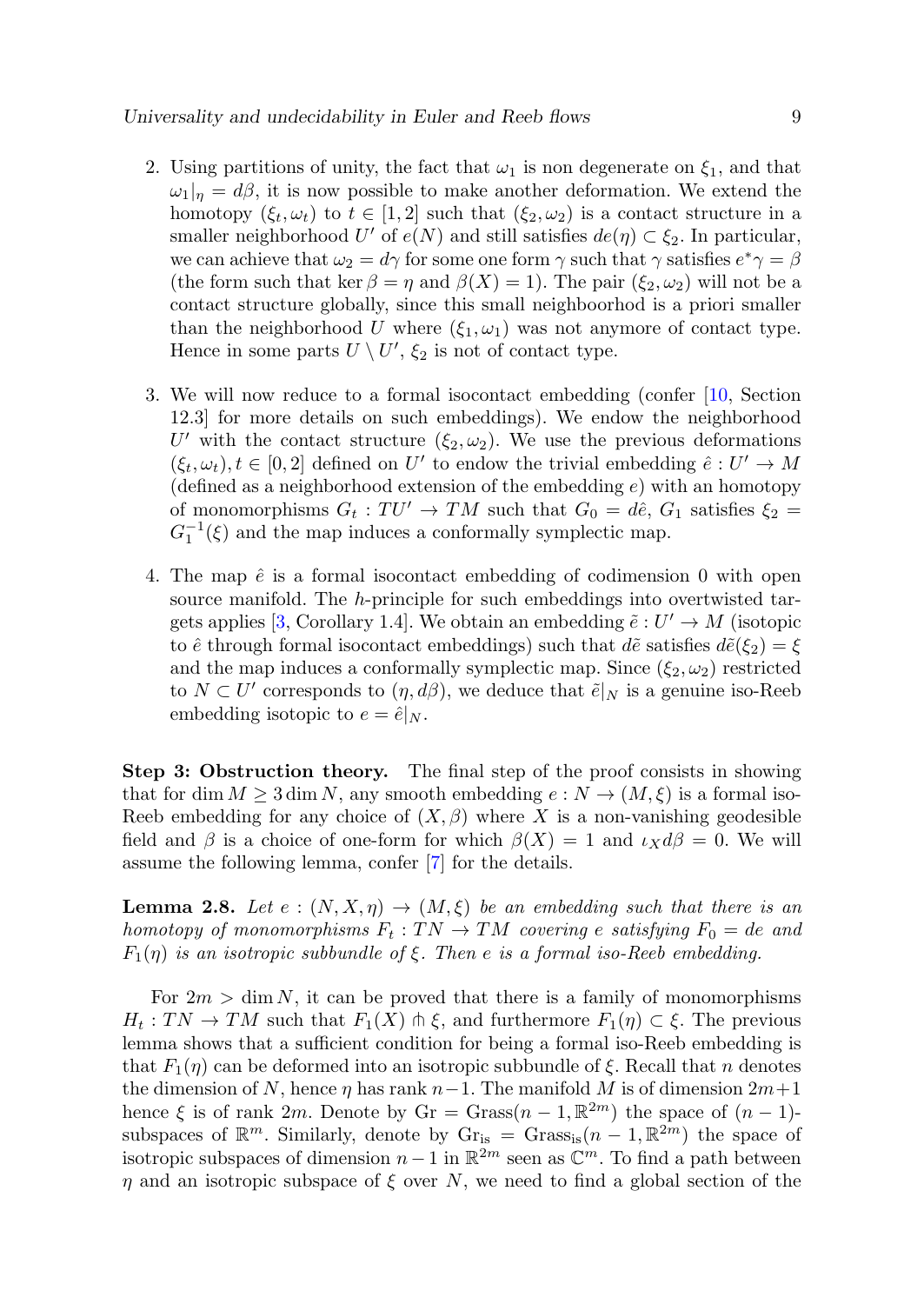2. Using partitions of unity, the fact that $\omega_1$ is non degenerate on $\xi_1$, and that $\omega_1|_\eta = d\beta$, it is now possible to make another deformation. We extend the homotopy $(\xi_t, \omega_t)$ to $t \in [1,2]$ such that $(\xi_2, \omega_2)$ is a contact structure in a smaller neighborhood $U'$ of $e(N)$ and still satisfies $de(\eta) \subset \xi_2$. In particular, we can achieve that $\omega_2 = d\gamma$ for some one form $\gamma$ such that $\gamma$ satisfies $e^*\gamma = \beta$ (the form such that $\ker \beta = \eta$ and $\beta(X) = 1$). The pair $(\xi_2, \omega_2)$ will not be a contact structure globally, since this small neighboorhod is a priori smaller than the neighborhood $U$ where $(\xi_1, \omega_1)$ was not anymore of contact type. Hence in some parts $U \setminus U'$, $\xi_2$ is not of contact type.

3. We will now reduce to a formal isocontact embedding (confer [10, Section 12.3] for more details on such embeddings). We endow the neighborhood $U'$ with the contact structure $(\xi_2, \omega_2)$. We use the previous deformations $(\xi_t, \omega_t), t \in [0,2]$ defined on $U'$ to endow the trivial embedding $\hat{e} : U' \to M$ (defined as a neighborhood extension of the embedding $e$) with an homotopy of monomorphisms $G_t : TU' \to TM$ such that $G_0 = d\hat{e}$, $G_1$ satisfies $\xi_2 = G_1^{-1}(\xi)$ and the map induces a conformally symplectic map.

4. The map $\hat{e}$ is a formal isocontact embedding of codimension 0 with open source manifold. The $h$-principle for such embeddings into overtwisted targets applies [3, Corollary 1.4]. We obtain an embedding $\tilde{e} : U' \to M$ (isotopic to $\hat{e}$ through formal isocontact embeddings) such that $d\tilde{e}$ satisfies $d\tilde{e}(\xi_2) = \xi$ and the map induces a conformally symplectic map. Since $(\xi_2, \omega_2)$ restricted to $N \subset U'$ corresponds to $(\eta, d\beta)$, we deduce that $\tilde{e}|_N$ is a genuine iso-Reeb embedding isotopic to $e = \hat{e}|_N$.

**Step 3: Obstruction theory.** The final step of the proof consists in showing that for $\dim M \geq 3 \dim N$, any smooth embedding $e : N \to (M, \xi)$ is a formal iso-Reeb embedding for any choice of $(X, \beta)$ where $X$ is a non-vanishing geodesible field and $\beta$ is a choice of one-form for which $\beta(X) = 1$ and $\iota_X d\beta = 0$. We will assume the following lemma, confer [7] for the details.

**Lemma 2.8.** *Let $e : (N, X, \eta) \to (M, \xi)$ be an embedding such that there is an homotopy of monomorphisms $F_t : TN \to TM$ covering $e$ satisfying $F_0 = de$ and $F_1(\eta)$ is an isotropic subbundle of $\xi$. Then $e$ is a formal iso-Reeb embedding.*

For $2m > \dim N$, it can be proved that there is a family of monomorphisms $H_t : TN \to TM$ such that $F_1(X) \pitchfork \xi$, and furthermore $F_1(\eta) \subset \xi$. The previous lemma shows that a sufficient condition for being a formal iso-Reeb embedding is that $F_1(\eta)$ can be deformed into an isotropic subbundle of $\xi$. Recall that $n$ denotes the dimension of $N$, hence $\eta$ has rank $n-1$. The manifold $M$ is of dimension $2m+1$ hence $\xi$ is of rank $2m$. Denote by $\mathrm{Gr} = \mathrm{Grass}(n-1, \mathbb{R}^{2m})$ the space of $(n-1)$-subspaces of $\mathbb{R}^m$. Similarly, denote by $\mathrm{Gr}_{\mathrm{is}} = \mathrm{Grass}_{\mathrm{is}}(n-1, \mathbb{R}^{2m})$ the space of isotropic subspaces of dimension $n-1$ in $\mathbb{R}^{2m}$ seen as $\mathbb{C}^m$. To find a path between $\eta$ and an isotropic subspace of $\xi$ over $N$, we need to find a global section of the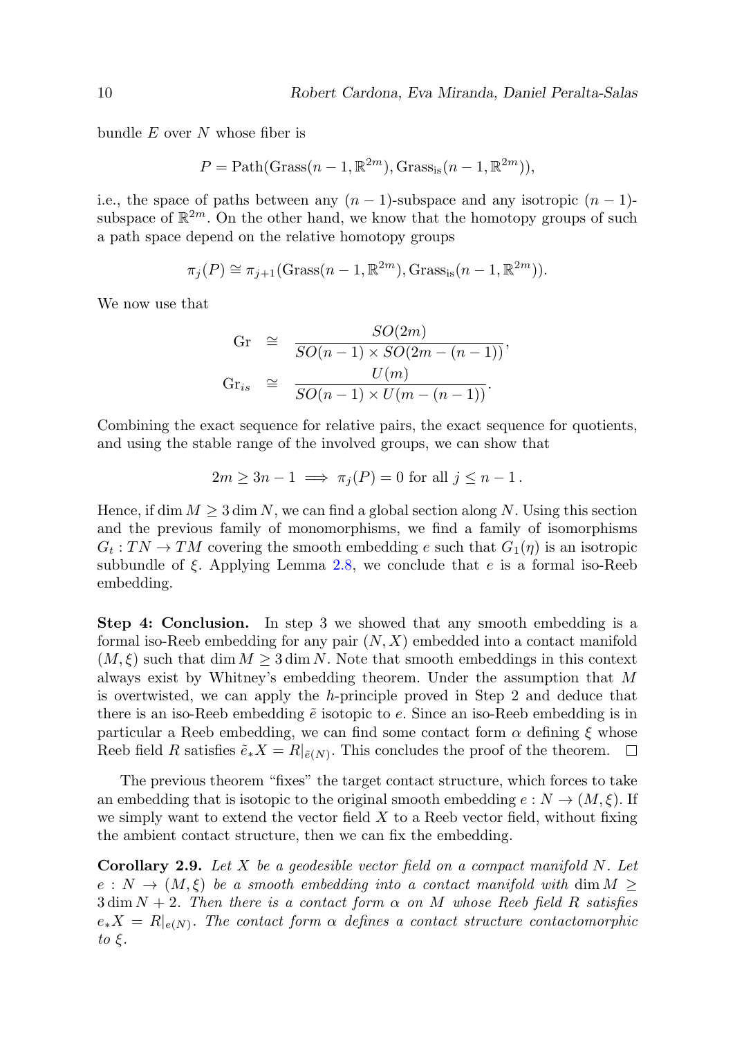bundle $E$ over $N$ whose fiber is

$$P = \text{Path}(\text{Grass}(n-1, \mathbb{R}^{2m}), \text{Grass}_{\text{is}}(n-1, \mathbb{R}^{2m})),$$

i.e., the space of paths between any $(n-1)$-subspace and any isotropic $(n-1)$-subspace of $\mathbb{R}^{2m}$. On the other hand, we know that the homotopy groups of such a path space depend on the relative homotopy groups

$$\pi_j(P) \cong \pi_{j+1}(\text{Grass}(n-1, \mathbb{R}^{2m}), \text{Grass}_{\text{is}}(n-1, \mathbb{R}^{2m})).$$

We now use that

$$\begin{aligned} \text{Gr} &\cong \frac{SO(2m)}{SO(n-1) \times SO(2m-(n-1))}, \\ \text{Gr}_{is} &\cong \frac{U(m)}{SO(n-1) \times U(m-(n-1))}. \end{aligned}$$

Combining the exact sequence for relative pairs, the exact sequence for quotients, and using the stable range of the involved groups, we can show that

$$2m \geq 3n - 1 \implies \pi_j(P) = 0 \text{ for all } j \leq n-1\,.$$

Hence, if $\dim M \geq 3 \dim N$, we can find a global section along $N$. Using this section and the previous family of monomorphisms, we find a family of isomorphisms $G_t : TN \to TM$ covering the smooth embedding $e$ such that $G_1(\eta)$ is an isotropic subbundle of $\xi$. Applying Lemma 2.8, we conclude that $e$ is a formal iso-Reeb embedding.

**Step 4: Conclusion.** In step 3 we showed that any smooth embedding is a formal iso-Reeb embedding for any pair $(N, X)$ embedded into a contact manifold $(M, \xi)$ such that $\dim M \geq 3 \dim N$. Note that smooth embeddings in this context always exist by Whitney's embedding theorem. Under the assumption that $M$ is overtwisted, we can apply the $h$-principle proved in Step 2 and deduce that there is an iso-Reeb embedding $\tilde{e}$ isotopic to $e$. Since an iso-Reeb embedding is in particular a Reeb embedding, we can find some contact form $\alpha$ defining $\xi$ whose Reeb field $R$ satisfies $\tilde{e}_* X = R|_{\tilde{e}(N)}$. This concludes the proof of the theorem. $\square$

The previous theorem "fixes" the target contact structure, which forces to take an embedding that is isotopic to the original smooth embedding $e : N \to (M, \xi)$. If we simply want to extend the vector field $X$ to a Reeb vector field, without fixing the ambient contact structure, then we can fix the embedding.

**Corollary 2.9.** *Let $X$ be a geodesible vector field on a compact manifold $N$. Let $e : N \to (M, \xi)$ be a smooth embedding into a contact manifold with $\dim M \geq 3 \dim N + 2$. Then there is a contact form $\alpha$ on $M$ whose Reeb field $R$ satisfies $e_* X = R|_{e(N)}$. The contact form $\alpha$ defines a contact structure contactomorphic to $\xi$.*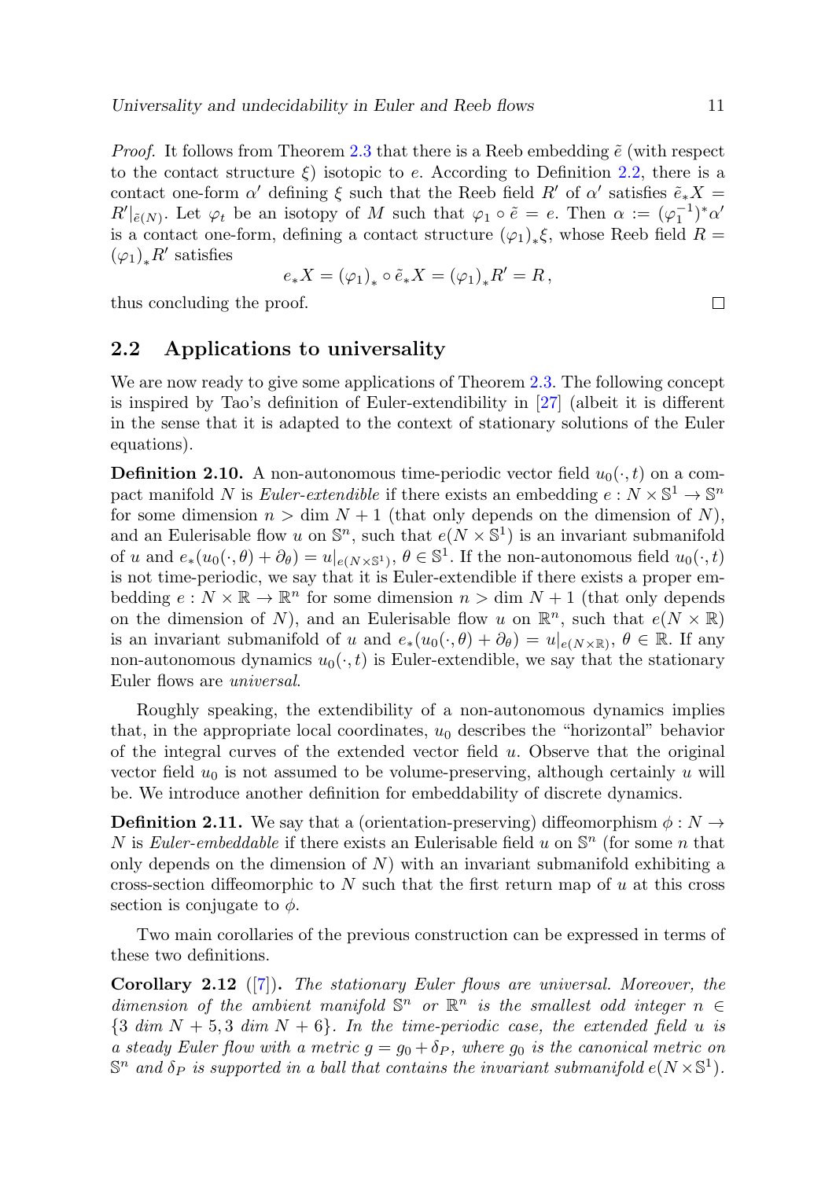*Proof.* It follows from Theorem 2.3 that there is a Reeb embedding $\tilde{e}$ (with respect to the contact structure $\xi$) isotopic to $e$. According to Definition 2.2, there is a contact one-form $\alpha'$ defining $\xi$ such that the Reeb field $R'$ of $\alpha'$ satisfies $\tilde{e}_*X = R'|_{\tilde{e}(N)}$. Let $\varphi_t$ be an isotopy of $M$ such that $\varphi_1 \circ \tilde{e} = e$. Then $\alpha := (\varphi_1^{-1})^*\alpha'$ is a contact one-form, defining a contact structure $(\varphi_1)_*\xi$, whose Reeb field $R = (\varphi_1)_* R'$ satisfies

$$e_*X = (\varphi_1)_* \circ \tilde{e}_*X = (\varphi_1)_* R' = R\,,$$

thus concluding the proof. □

## 2.2 Applications to universality

We are now ready to give some applications of Theorem 2.3. The following concept is inspired by Tao's definition of Euler-extendibility in [27] (albeit it is different in the sense that it is adapted to the context of stationary solutions of the Euler equations).

**Definition 2.10.** A non-autonomous time-periodic vector field $u_0(\cdot, t)$ on a compact manifold $N$ is *Euler-extendible* if there exists an embedding $e : N \times \mathbb{S}^1 \to \mathbb{S}^n$ for some dimension $n > \dim N + 1$ (that only depends on the dimension of $N$), and an Eulerisable flow $u$ on $\mathbb{S}^n$, such that $e(N \times \mathbb{S}^1)$ is an invariant submanifold of $u$ and $e_*(u_0(\cdot, \theta) + \partial_\theta) = u|_{e(N\times\mathbb{S}^1)}$, $\theta \in \mathbb{S}^1$. If the non-autonomous field $u_0(\cdot, t)$ is not time-periodic, we say that it is Euler-extendible if there exists a proper embedding $e : N \times \mathbb{R} \to \mathbb{R}^n$ for some dimension $n > \dim N + 1$ (that only depends on the dimension of $N$), and an Eulerisable flow $u$ on $\mathbb{R}^n$, such that $e(N \times \mathbb{R})$ is an invariant submanifold of $u$ and $e_*(u_0(\cdot, \theta) + \partial_\theta) = u|_{e(N\times\mathbb{R})}$, $\theta \in \mathbb{R}$. If any non-autonomous dynamics $u_0(\cdot, t)$ is Euler-extendible, we say that the stationary Euler flows are *universal*.

Roughly speaking, the extendibility of a non-autonomous dynamics implies that, in the appropriate local coordinates, $u_0$ describes the "horizontal" behavior of the integral curves of the extended vector field $u$. Observe that the original vector field $u_0$ is not assumed to be volume-preserving, although certainly $u$ will be. We introduce another definition for embeddability of discrete dynamics.

**Definition 2.11.** We say that a (orientation-preserving) diffeomorphism $\phi : N \to N$ is *Euler-embeddable* if there exists an Eulerisable field $u$ on $\mathbb{S}^n$ (for some $n$ that only depends on the dimension of $N$) with an invariant submanifold exhibiting a cross-section diffeomorphic to $N$ such that the first return map of $u$ at this cross section is conjugate to $\phi$.

Two main corollaries of the previous construction can be expressed in terms of these two definitions.

**Corollary 2.12** ([7])**.** *The stationary Euler flows are universal. Moreover, the dimension of the ambient manifold $\mathbb{S}^n$ or $\mathbb{R}^n$ is the smallest odd integer $n \in \{3\ \dim N + 5, 3\ \dim N + 6\}$. In the time-periodic case, the extended field $u$ is a steady Euler flow with a metric $g = g_0 + \delta_P$, where $g_0$ is the canonical metric on $\mathbb{S}^n$ and $\delta_P$ is supported in a ball that contains the invariant submanifold $e(N \times \mathbb{S}^1)$.*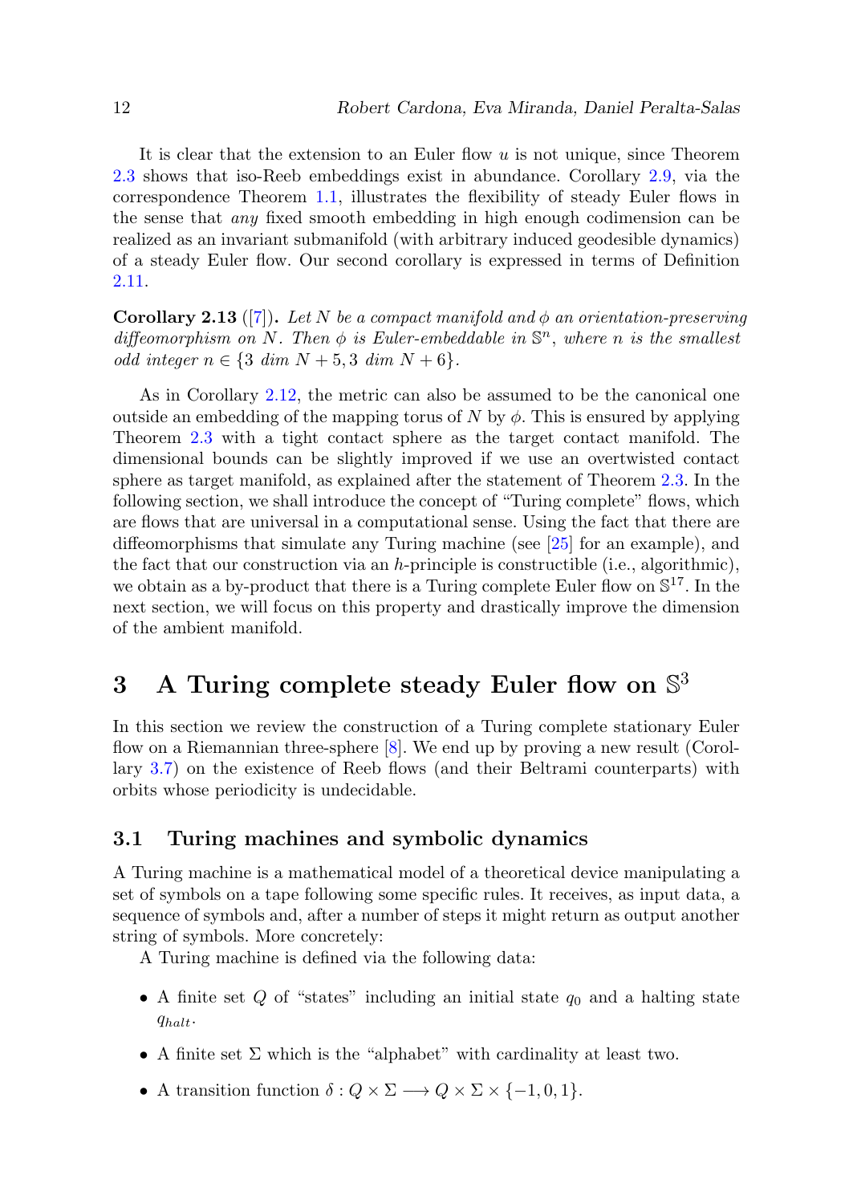It is clear that the extension to an Euler flow $u$ is not unique, since Theorem 2.3 shows that iso-Reeb embeddings exist in abundance. Corollary 2.9, via the correspondence Theorem 1.1, illustrates the flexibility of steady Euler flows in the sense that *any* fixed smooth embedding in high enough codimension can be realized as an invariant submanifold (with arbitrary induced geodesible dynamics) of a steady Euler flow. Our second corollary is expressed in terms of Definition 2.11.

**Corollary 2.13** ([7]). *Let $N$ be a compact manifold and $\phi$ an orientation-preserving diffeomorphism on $N$. Then $\phi$ is Euler-embeddable in $\mathbb{S}^n$, where $n$ is the smallest odd integer $n \in \{3 \text{ dim } N + 5, 3 \text{ dim } N + 6\}$.*

As in Corollary 2.12, the metric can also be assumed to be the canonical one outside an embedding of the mapping torus of $N$ by $\phi$. This is ensured by applying Theorem 2.3 with a tight contact sphere as the target contact manifold. The dimensional bounds can be slightly improved if we use an overtwisted contact sphere as target manifold, as explained after the statement of Theorem 2.3. In the following section, we shall introduce the concept of "Turing complete" flows, which are flows that are universal in a computational sense. Using the fact that there are diffeomorphisms that simulate any Turing machine (see [25] for an example), and the fact that our construction via an $h$-principle is constructible (i.e., algorithmic), we obtain as a by-product that there is a Turing complete Euler flow on $\mathbb{S}^{17}$. In the next section, we will focus on this property and drastically improve the dimension of the ambient manifold.

# 3 A Turing complete steady Euler flow on $\mathbb{S}^3$

In this section we review the construction of a Turing complete stationary Euler flow on a Riemannian three-sphere [8]. We end up by proving a new result (Corollary 3.7) on the existence of Reeb flows (and their Beltrami counterparts) with orbits whose periodicity is undecidable.

## 3.1 Turing machines and symbolic dynamics

A Turing machine is a mathematical model of a theoretical device manipulating a set of symbols on a tape following some specific rules. It receives, as input data, a sequence of symbols and, after a number of steps it might return as output another string of symbols. More concretely:

A Turing machine is defined via the following data:

- A finite set $Q$ of "states" including an initial state $q_0$ and a halting state $q_{halt}$.
- A finite set $\Sigma$ which is the "alphabet" with cardinality at least two.
- A transition function $\delta : Q \times \Sigma \longrightarrow Q \times \Sigma \times \{-1, 0, 1\}$.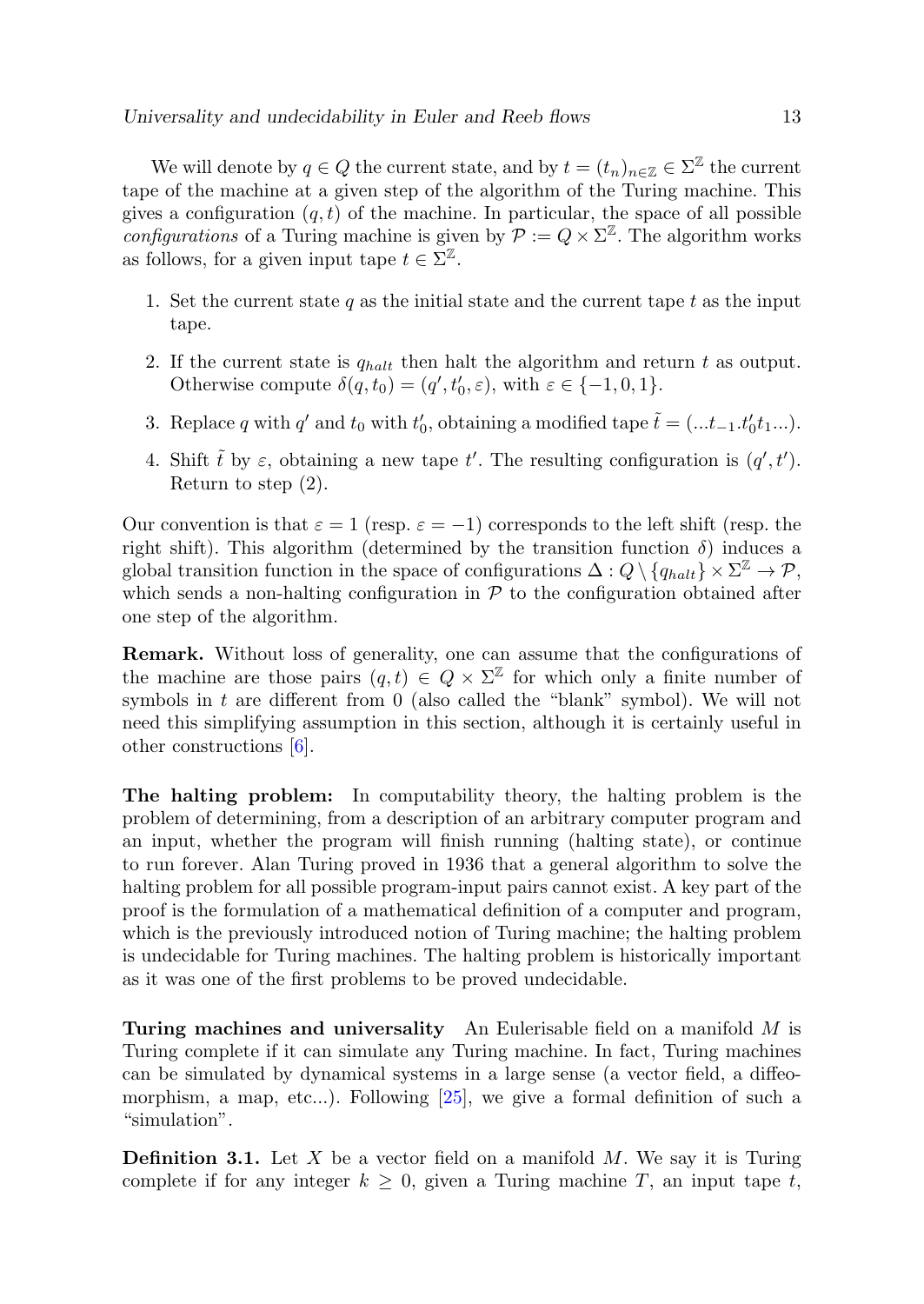We will denote by $q \in Q$ the current state, and by $t = (t_n)_{n\in\mathbb{Z}} \in \Sigma^{\mathbb{Z}}$ the current tape of the machine at a given step of the algorithm of the Turing machine. This gives a configuration $(q, t)$ of the machine. In particular, the space of all possible *configurations* of a Turing machine is given by $\mathcal{P} := Q \times \Sigma^{\mathbb{Z}}$. The algorithm works as follows, for a given input tape $t \in \Sigma^{\mathbb{Z}}$.

1. Set the current state $q$ as the initial state and the current tape $t$ as the input tape.
2. If the current state is $q_{halt}$ then halt the algorithm and return $t$ as output. Otherwise compute $\delta(q, t_0) = (q', t_0', \varepsilon)$, with $\varepsilon \in \{-1, 0, 1\}$.
3. Replace $q$ with $q'$ and $t_0$ with $t_0'$, obtaining a modified tape $\tilde{t} = (...t_{-1}.t_0't_1...)$.
4. Shift $\tilde{t}$ by $\varepsilon$, obtaining a new tape $t'$. The resulting configuration is $(q', t')$. Return to step (2).

Our convention is that $\varepsilon = 1$ (resp. $\varepsilon = -1$) corresponds to the left shift (resp. the right shift). This algorithm (determined by the transition function $\delta$) induces a global transition function in the space of configurations $\Delta : Q \setminus \{q_{halt}\} \times \Sigma^{\mathbb{Z}} \to \mathcal{P}$, which sends a non-halting configuration in $\mathcal{P}$ to the configuration obtained after one step of the algorithm.

**Remark.** Without loss of generality, one can assume that the configurations of the machine are those pairs $(q, t) \in Q \times \Sigma^{\mathbb{Z}}$ for which only a finite number of symbols in $t$ are different from 0 (also called the "blank" symbol). We will not need this simplifying assumption in this section, although it is certainly useful in other constructions [6].

**The halting problem:** In computability theory, the halting problem is the problem of determining, from a description of an arbitrary computer program and an input, whether the program will finish running (halting state), or continue to run forever. Alan Turing proved in 1936 that a general algorithm to solve the halting problem for all possible program-input pairs cannot exist. A key part of the proof is the formulation of a mathematical definition of a computer and program, which is the previously introduced notion of Turing machine; the halting problem is undecidable for Turing machines. The halting problem is historically important as it was one of the first problems to be proved undecidable.

**Turing machines and universality** An Eulerisable field on a manifold $M$ is Turing complete if it can simulate any Turing machine. In fact, Turing machines can be simulated by dynamical systems in a large sense (a vector field, a diffeomorphism, a map, etc...). Following [25], we give a formal definition of such a "simulation".

**Definition 3.1.** Let $X$ be a vector field on a manifold $M$. We say it is Turing complete if for any integer $k \geq 0$, given a Turing machine $T$, an input tape $t$,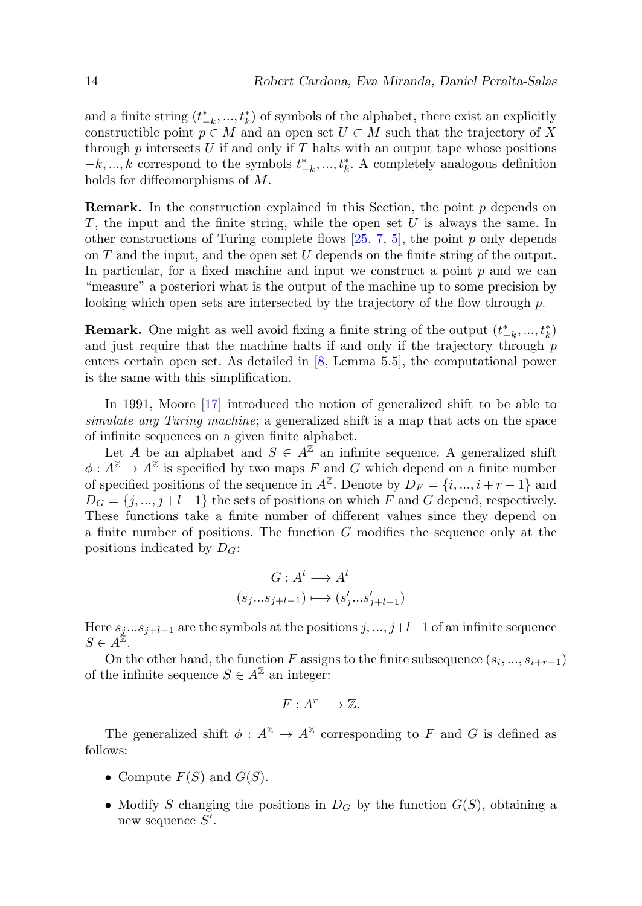and a finite string $(t^*_{-k}, ..., t^*_k)$ of symbols of the alphabet, there exist an explicitly constructible point $p \in M$ and an open set $U \subset M$ such that the trajectory of $X$ through $p$ intersects $U$ if and only if $T$ halts with an output tape whose positions $-k, ..., k$ correspond to the symbols $t^*_{-k}, ..., t^*_k$. A completely analogous definition holds for diffeomorphisms of $M$.

**Remark.** In the construction explained in this Section, the point $p$ depends on $T$, the input and the finite string, while the open set $U$ is always the same. In other constructions of Turing complete flows [25, 7, 5], the point $p$ only depends on $T$ and the input, and the open set $U$ depends on the finite string of the output. In particular, for a fixed machine and input we construct a point $p$ and we can "measure" a posteriori what is the output of the machine up to some precision by looking which open sets are intersected by the trajectory of the flow through $p$.

**Remark.** One might as well avoid fixing a finite string of the output $(t^*_{-k}, ..., t^*_k)$ and just require that the machine halts if and only if the trajectory through $p$ enters certain open set. As detailed in [8, Lemma 5.5], the computational power is the same with this simplification.

In 1991, Moore [17] introduced the notion of generalized shift to be able to *simulate any Turing machine*; a generalized shift is a map that acts on the space of infinite sequences on a given finite alphabet.

Let $A$ be an alphabet and $S \in A^{\mathbb{Z}}$ an infinite sequence. A generalized shift $\phi : A^{\mathbb{Z}} \to A^{\mathbb{Z}}$ is specified by two maps $F$ and $G$ which depend on a finite number of specified positions of the sequence in $A^{\mathbb{Z}}$. Denote by $D_F = \{i, ..., i + r - 1\}$ and $D_G = \{j, ..., j + l - 1\}$ the sets of positions on which $F$ and $G$ depend, respectively. These functions take a finite number of different values since they depend on a finite number of positions. The function $G$ modifies the sequence only at the positions indicated by $D_G$:

$$G : A^l \longrightarrow A^l$$
$$(s_j...s_{j+l-1}) \longmapsto (s'_j...s'_{j+l-1})$$

Here $s_j...s_{j+l-1}$ are the symbols at the positions $j, ..., j+l-1$ of an infinite sequence $S \in A^{\mathbb{Z}}$.

On the other hand, the function $F$ assigns to the finite subsequence $(s_i, ..., s_{i+r-1})$ of the infinite sequence $S \in A^{\mathbb{Z}}$ an integer:

$$F : A^r \longrightarrow \mathbb{Z}.$$

The generalized shift $\phi : A^{\mathbb{Z}} \to A^{\mathbb{Z}}$ corresponding to $F$ and $G$ is defined as follows:

- Compute $F(S)$ and $G(S)$.
- Modify $S$ changing the positions in $D_G$ by the function $G(S)$, obtaining a new sequence $S'$.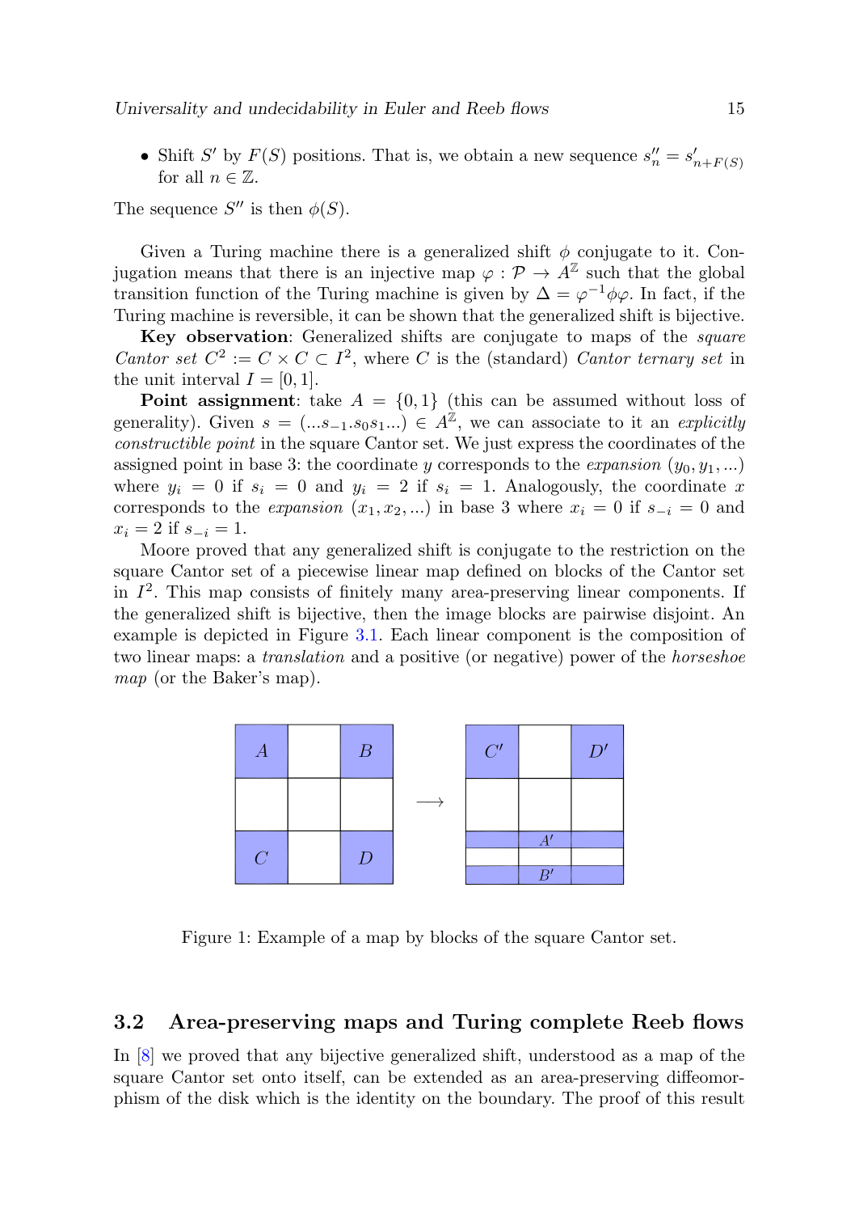- Shift $S'$ by $F(S)$ positions. That is, we obtain a new sequence $s''_n = s'_{n+F(S)}$ for all $n \in \mathbb{Z}$.

The sequence $S''$ is then $\phi(S)$.

Given a Turing machine there is a generalized shift $\phi$ conjugate to it. Conjugation means that there is an injective map $\varphi : \mathcal{P} \to A^{\mathbb{Z}}$ such that the global transition function of the Turing machine is given by $\Delta = \varphi^{-1}\phi\varphi$. In fact, if the Turing machine is reversible, it can be shown that the generalized shift is bijective.

**Key observation**: Generalized shifts are conjugate to maps of the *square Cantor set* $C^2 := C \times C \subset I^2$, where $C$ is the (standard) *Cantor ternary set* in the unit interval $I = [0,1]$.

**Point assignment**: take $A = \{0,1\}$ (this can be assumed without loss of generality). Given $s = (...s_{-1}.s_0 s_1...) \in A^{\mathbb{Z}}$, we can associate to it an *explicitly constructible point* in the square Cantor set. We just express the coordinates of the assigned point in base 3: the coordinate $y$ corresponds to the *expansion* $(y_0, y_1, ...)$ where $y_i = 0$ if $s_i = 0$ and $y_i = 2$ if $s_i = 1$. Analogously, the coordinate $x$ corresponds to the *expansion* $(x_1, x_2, ...)$ in base 3 where $x_i = 0$ if $s_{-i} = 0$ and $x_i = 2$ if $s_{-i} = 1$.

Moore proved that any generalized shift is conjugate to the restriction on the square Cantor set of a piecewise linear map defined on blocks of the Cantor set in $I^2$. This map consists of finitely many area-preserving linear components. If the generalized shift is bijective, then the image blocks are pairwise disjoint. An example is depicted in Figure 3.1. Each linear component is the composition of two linear maps: a *translation* and a positive (or negative) power of the *horseshoe map* (or the Baker's map).

Figure 1: Example of a map by blocks of the square Cantor set.

## 3.2 Area-preserving maps and Turing complete Reeb flows

In [8] we proved that any bijective generalized shift, understood as a map of the square Cantor set onto itself, can be extended as an area-preserving diffeomorphism of the disk which is the identity on the boundary. The proof of this result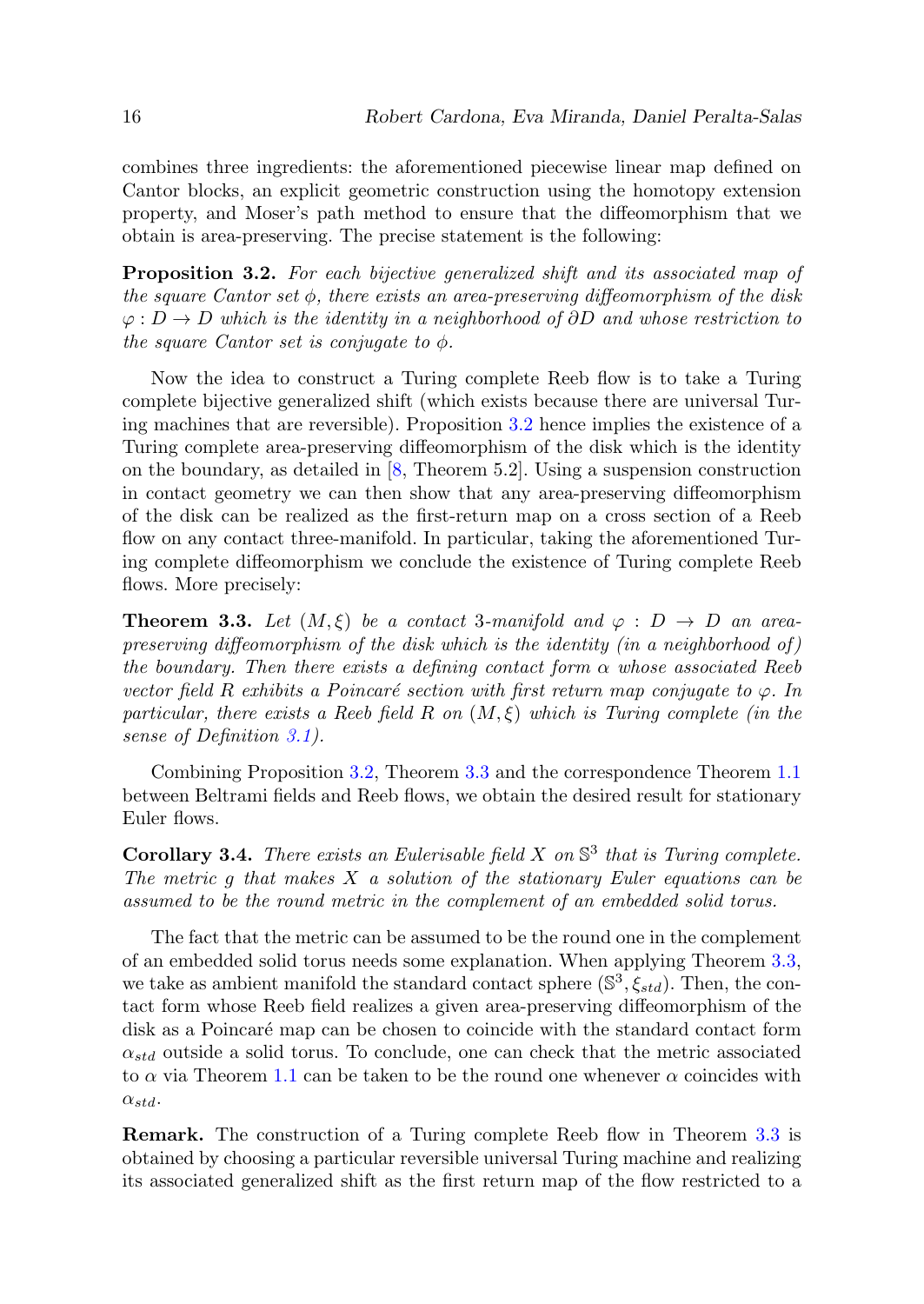combines three ingredients: the aforementioned piecewise linear map defined on Cantor blocks, an explicit geometric construction using the homotopy extension property, and Moser's path method to ensure that the diffeomorphism that we obtain is area-preserving. The precise statement is the following:

**Proposition 3.2.** *For each bijective generalized shift and its associated map of the square Cantor set $\phi$, there exists an area-preserving diffeomorphism of the disk $\varphi : D \to D$ which is the identity in a neighborhood of $\partial D$ and whose restriction to the square Cantor set is conjugate to $\phi$.*

Now the idea to construct a Turing complete Reeb flow is to take a Turing complete bijective generalized shift (which exists because there are universal Turing machines that are reversible). Proposition 3.2 hence implies the existence of a Turing complete area-preserving diffeomorphism of the disk which is the identity on the boundary, as detailed in [8, Theorem 5.2]. Using a suspension construction in contact geometry we can then show that any area-preserving diffeomorphism of the disk can be realized as the first-return map on a cross section of a Reeb flow on any contact three-manifold. In particular, taking the aforementioned Turing complete diffeomorphism we conclude the existence of Turing complete Reeb flows. More precisely:

**Theorem 3.3.** *Let $(M, \xi)$ be a contact 3-manifold and $\varphi : D \to D$ an area-preserving diffeomorphism of the disk which is the identity (in a neighborhood of) the boundary. Then there exists a defining contact form $\alpha$ whose associated Reeb vector field $R$ exhibits a Poincaré section with first return map conjugate to $\varphi$. In particular, there exists a Reeb field $R$ on $(M, \xi)$ which is Turing complete (in the sense of Definition 3.1).*

Combining Proposition 3.2, Theorem 3.3 and the correspondence Theorem 1.1 between Beltrami fields and Reeb flows, we obtain the desired result for stationary Euler flows.

**Corollary 3.4.** *There exists an Eulerisable field $X$ on $\mathbb{S}^3$ that is Turing complete. The metric $g$ that makes $X$ a solution of the stationary Euler equations can be assumed to be the round metric in the complement of an embedded solid torus.*

The fact that the metric can be assumed to be the round one in the complement of an embedded solid torus needs some explanation. When applying Theorem 3.3, we take as ambient manifold the standard contact sphere $(\mathbb{S}^3, \xi_{std})$. Then, the contact form whose Reeb field realizes a given area-preserving diffeomorphism of the disk as a Poincaré map can be chosen to coincide with the standard contact form $\alpha_{std}$ outside a solid torus. To conclude, one can check that the metric associated to $\alpha$ via Theorem 1.1 can be taken to be the round one whenever $\alpha$ coincides with $\alpha_{std}$.

**Remark.** The construction of a Turing complete Reeb flow in Theorem 3.3 is obtained by choosing a particular reversible universal Turing machine and realizing its associated generalized shift as the first return map of the flow restricted to a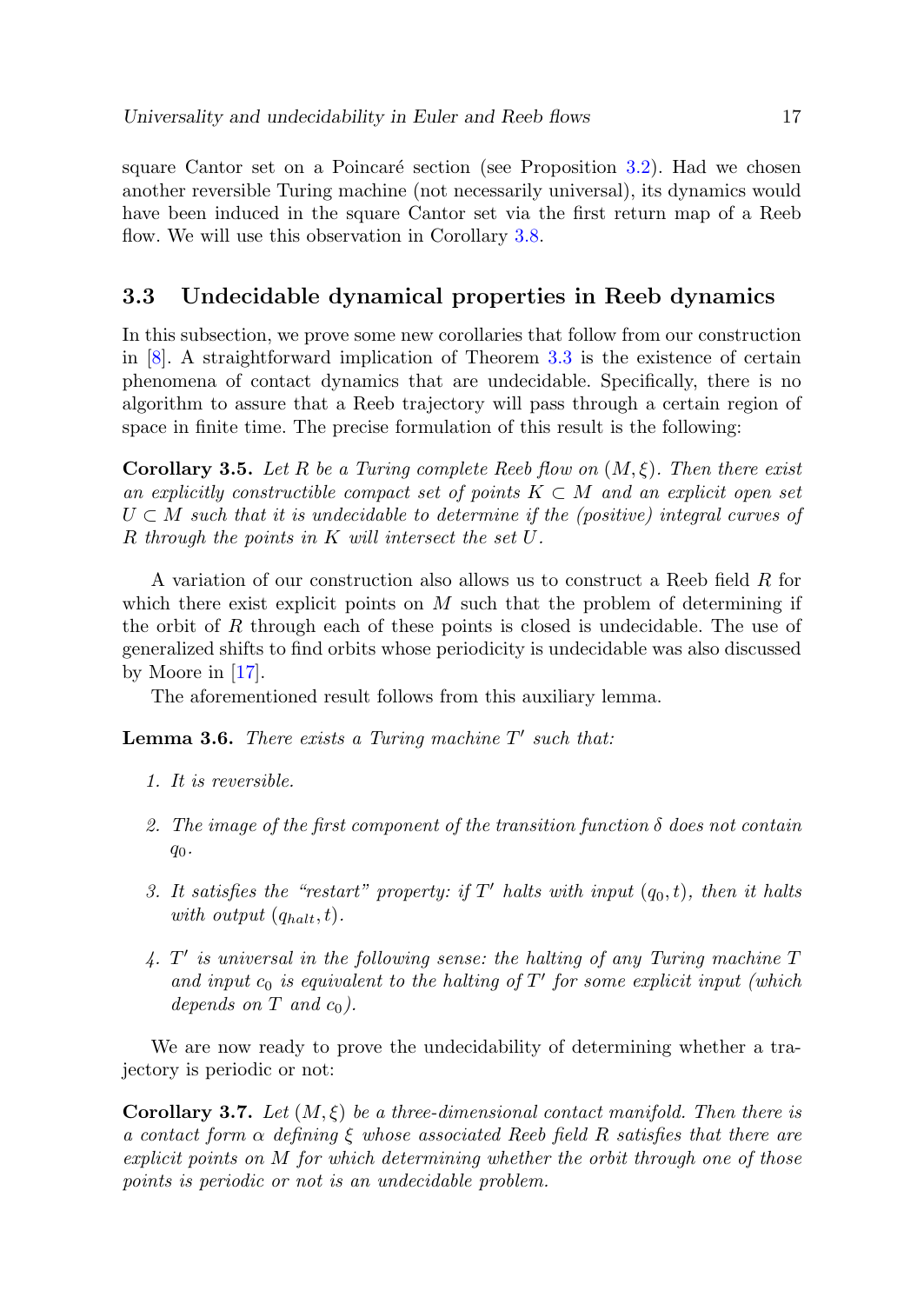square Cantor set on a Poincaré section (see Proposition 3.2). Had we chosen another reversible Turing machine (not necessarily universal), its dynamics would have been induced in the square Cantor set via the first return map of a Reeb flow. We will use this observation in Corollary 3.8.

### 3.3 Undecidable dynamical properties in Reeb dynamics

In this subsection, we prove some new corollaries that follow from our construction in [8]. A straightforward implication of Theorem 3.3 is the existence of certain phenomena of contact dynamics that are undecidable. Specifically, there is no algorithm to assure that a Reeb trajectory will pass through a certain region of space in finite time. The precise formulation of this result is the following:

**Corollary 3.5.** *Let $R$ be a Turing complete Reeb flow on $(M, \xi)$. Then there exist an explicitly constructible compact set of points $K \subset M$ and an explicit open set $U \subset M$ such that it is undecidable to determine if the (positive) integral curves of $R$ through the points in $K$ will intersect the set $U$.*

A variation of our construction also allows us to construct a Reeb field $R$ for which there exist explicit points on $M$ such that the problem of determining if the orbit of $R$ through each of these points is closed is undecidable. The use of generalized shifts to find orbits whose periodicity is undecidable was also discussed by Moore in [17].

The aforementioned result follows from this auxiliary lemma.

**Lemma 3.6.** *There exists a Turing machine $T'$ such that:*

1. *It is reversible.*
2. *The image of the first component of the transition function $\delta$ does not contain $q_0$.*
3. *It satisfies the "restart" property: if $T'$ halts with input $(q_0, t)$, then it halts with output $(q_{halt}, t)$.*
4. *$T'$ is universal in the following sense: the halting of any Turing machine $T$ and input $c_0$ is equivalent to the halting of $T'$ for some explicit input (which depends on $T$ and $c_0$).*

We are now ready to prove the undecidability of determining whether a trajectory is periodic or not:

**Corollary 3.7.** *Let $(M, \xi)$ be a three-dimensional contact manifold. Then there is a contact form $\alpha$ defining $\xi$ whose associated Reeb field $R$ satisfies that there are explicit points on $M$ for which determining whether the orbit through one of those points is periodic or not is an undecidable problem.*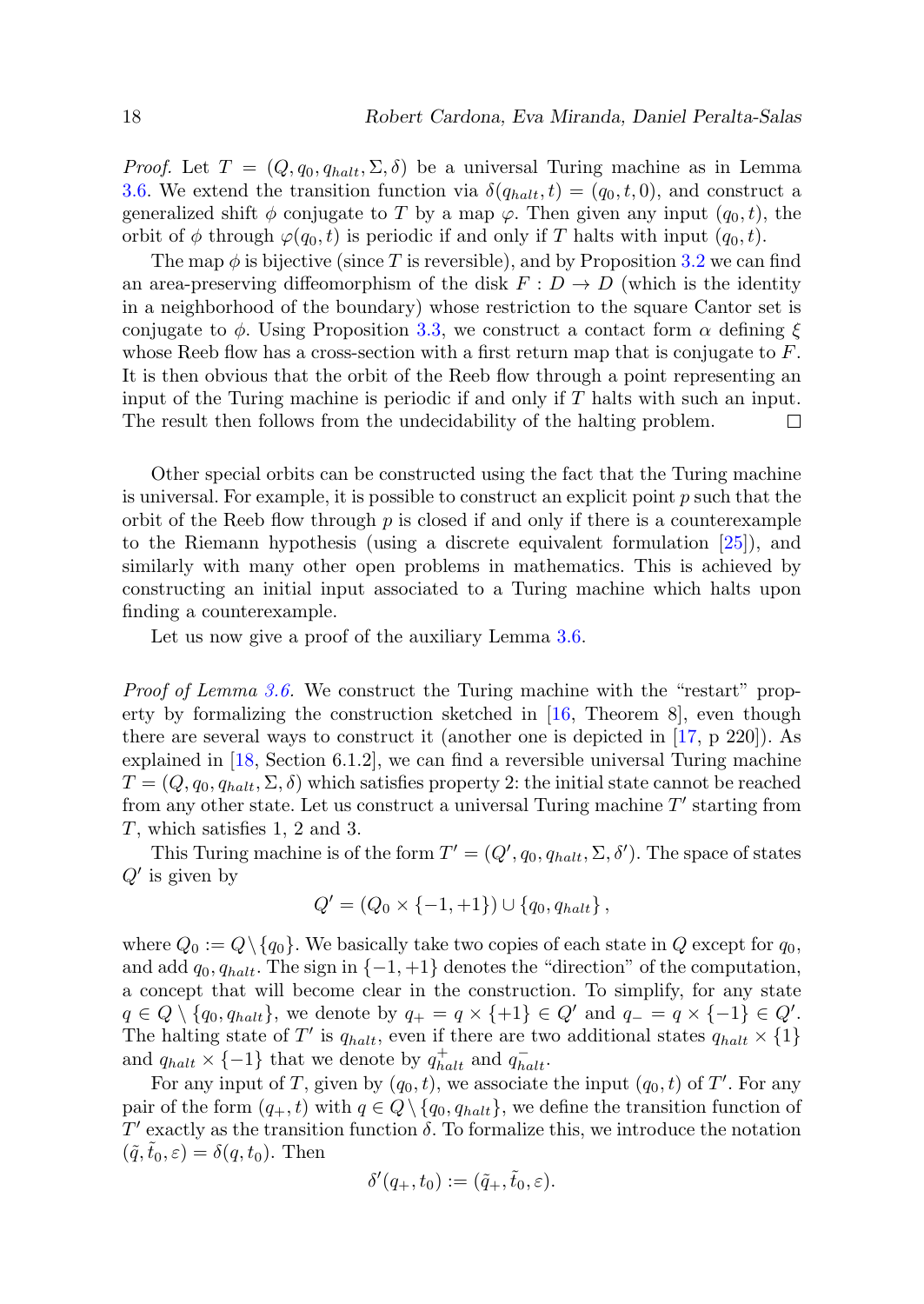*Proof.* Let $T = (Q, q_0, q_{halt}, \Sigma, \delta)$ be a universal Turing machine as in Lemma 3.6. We extend the transition function via $\delta(q_{halt}, t) = (q_0, t, 0)$, and construct a generalized shift $\phi$ conjugate to $T$ by a map $\varphi$. Then given any input $(q_0, t)$, the orbit of $\phi$ through $\varphi(q_0, t)$ is periodic if and only if $T$ halts with input $(q_0, t)$.

The map $\phi$ is bijective (since $T$ is reversible), and by Proposition 3.2 we can find an area-preserving diffeomorphism of the disk $F : D \to D$ (which is the identity in a neighborhood of the boundary) whose restriction to the square Cantor set is conjugate to $\phi$. Using Proposition 3.3, we construct a contact form $\alpha$ defining $\xi$ whose Reeb flow has a cross-section with a first return map that is conjugate to $F$. It is then obvious that the orbit of the Reeb flow through a point representing an input of the Turing machine is periodic if and only if $T$ halts with such an input. The result then follows from the undecidability of the halting problem. □

Other special orbits can be constructed using the fact that the Turing machine is universal. For example, it is possible to construct an explicit point $p$ such that the orbit of the Reeb flow through $p$ is closed if and only if there is a counterexample to the Riemann hypothesis (using a discrete equivalent formulation [25]), and similarly with many other open problems in mathematics. This is achieved by constructing an initial input associated to a Turing machine which halts upon finding a counterexample.

Let us now give a proof of the auxiliary Lemma 3.6.

*Proof of Lemma 3.6.* We construct the Turing machine with the "restart" property by formalizing the construction sketched in [16, Theorem 8], even though there are several ways to construct it (another one is depicted in [17, p 220]). As explained in [18, Section 6.1.2], we can find a reversible universal Turing machine $T = (Q, q_0, q_{halt}, \Sigma, \delta)$ which satisfies property 2: the initial state cannot be reached from any other state. Let us construct a universal Turing machine $T'$ starting from $T$, which satisfies 1, 2 and 3.

This Turing machine is of the form $T' = (Q', q_0, q_{halt}, \Sigma, \delta')$. The space of states $Q'$ is given by

$$Q' = (Q_0 \times \{-1, +1\}) \cup \{q_0, q_{halt}\},$$

where $Q_0 := Q \setminus \{q_0\}$. We basically take two copies of each state in $Q$ except for $q_0$, and add $q_0, q_{halt}$. The sign in $\{-1, +1\}$ denotes the "direction" of the computation, a concept that will become clear in the construction. To simplify, for any state $q \in Q \setminus \{q_0, q_{halt}\}$, we denote by $q_+ = q \times \{+1\} \in Q'$ and $q_- = q \times \{-1\} \in Q'$. The halting state of $T'$ is $q_{halt}$, even if there are two additional states $q_{halt} \times \{1\}$ and $q_{halt} \times \{-1\}$ that we denote by $q_{halt}^+$ and $q_{halt}^-$.

For any input of $T$, given by $(q_0, t)$, we associate the input $(q_0, t)$ of $T'$. For any pair of the form $(q_+, t)$ with $q \in Q \setminus \{q_0, q_{halt}\}$, we define the transition function of $T'$ exactly as the transition function $\delta$. To formalize this, we introduce the notation $(\tilde{q}, \tilde{t}_0, \varepsilon) = \delta(q, t_0)$. Then

$$\delta'(q_+, t_0) := (\tilde{q}_+, \tilde{t}_0, \varepsilon).$$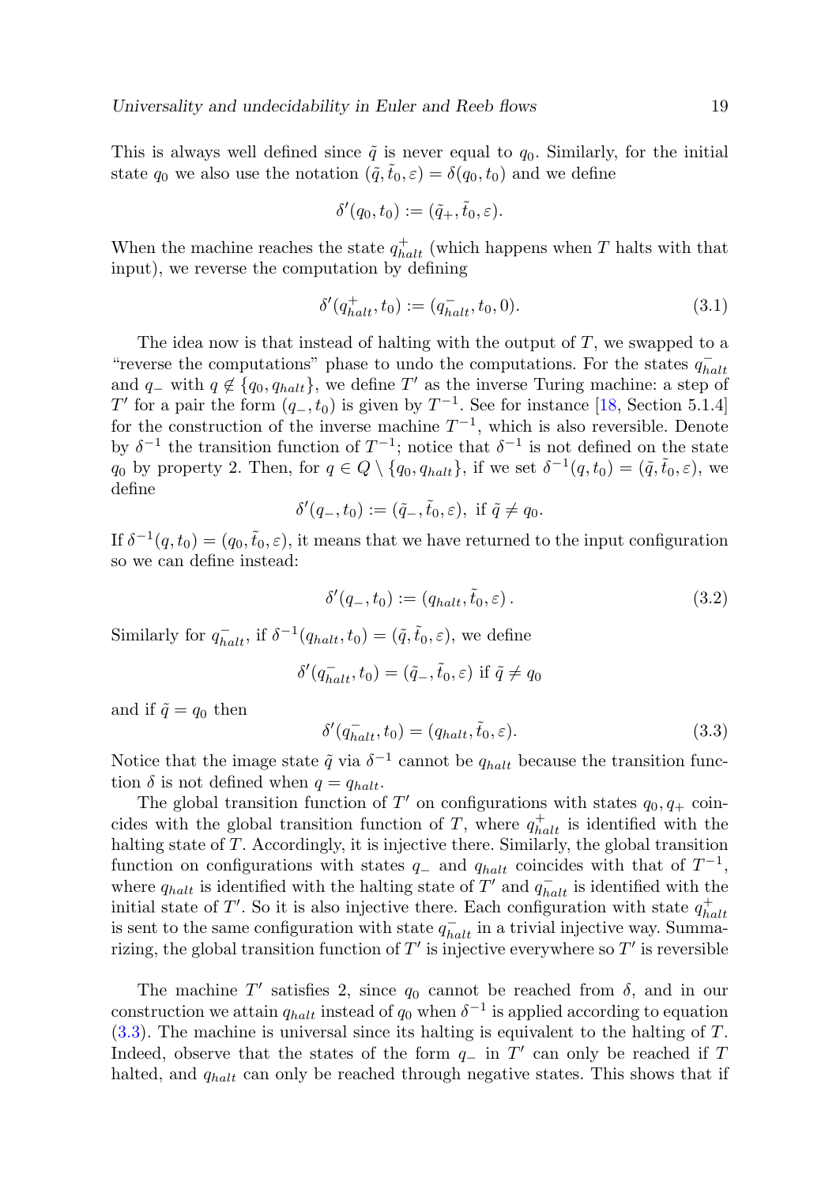This is always well defined since $\tilde{q}$ is never equal to $q_0$. Similarly, for the initial state $q_0$ we also use the notation $(\tilde{q}, \tilde{t}_0, \varepsilon) = \delta(q_0, t_0)$ and we define

$$\delta'(q_0, t_0) := (\tilde{q}_+, \tilde{t}_0, \varepsilon).$$

When the machine reaches the state $q_{halt}^+$ (which happens when $T$ halts with that input), we reverse the computation by defining

$$\delta'(q_{halt}^+, t_0) := (q_{halt}^-, t_0, 0). \tag{3.1}$$

The idea now is that instead of halting with the output of $T$, we swapped to a "reverse the computations" phase to undo the computations. For the states $q_{halt}^-$ and $q_-$ with $q \notin \{q_0, q_{halt}\}$, we define $T'$ as the inverse Turing machine: a step of $T'$ for a pair the form $(q_-, t_0)$ is given by $T^{-1}$. See for instance [18, Section 5.1.4] for the construction of the inverse machine $T^{-1}$, which is also reversible. Denote by $\delta^{-1}$ the transition function of $T^{-1}$; notice that $\delta^{-1}$ is not defined on the state $q_0$ by property 2. Then, for $q \in Q \setminus \{q_0, q_{halt}\}$, if we set $\delta^{-1}(q, t_0) = (\tilde{q}, \tilde{t}_0, \varepsilon)$, we define

$$\delta'(q_-, t_0) := (\tilde{q}_-, \tilde{t}_0, \varepsilon), \text{ if } \tilde{q} \neq q_0.$$

If $\delta^{-1}(q, t_0) = (q_0, \tilde{t}_0, \varepsilon)$, it means that we have returned to the input configuration so we can define instead:

$$\delta'(q_-, t_0) := (q_{halt}, \tilde{t}_0, \varepsilon). \tag{3.2}$$

Similarly for $q_{halt}^-$, if $\delta^{-1}(q_{halt}, t_0) = (\tilde{q}, \tilde{t}_0, \varepsilon)$, we define

$$\delta'(q_{halt}^-, t_0) = (\tilde{q}_-, \tilde{t}_0, \varepsilon) \text{ if } \tilde{q} \neq q_0$$

and if $\tilde{q} = q_0$ then

$$\delta'(q_{halt}^-, t_0) = (q_{halt}, \tilde{t}_0, \varepsilon). \tag{3.3}$$

Notice that the image state $\tilde{q}$ via $\delta^{-1}$ cannot be $q_{halt}$ because the transition function $\delta$ is not defined when $q = q_{halt}$.

The global transition function of $T'$ on configurations with states $q_0, q_+$ coincides with the global transition function of $T$, where $q_{halt}^+$ is identified with the halting state of $T$. Accordingly, it is injective there. Similarly, the global transition function on configurations with states $q_-$ and $q_{halt}$ coincides with that of $T^{-1}$, where $q_{halt}$ is identified with the halting state of $T'$ and $q_{halt}^-$ is identified with the initial state of $T'$. So it is also injective there. Each configuration with state $q_{halt}^+$ is sent to the same configuration with state $q_{halt}^-$ in a trivial injective way. Summarizing, the global transition function of $T'$ is injective everywhere so $T'$ is reversible

The machine $T'$ satisfies 2, since $q_0$ cannot be reached from $\delta$, and in our construction we attain $q_{halt}$ instead of $q_0$ when $\delta^{-1}$ is applied according to equation (3.3). The machine is universal since its halting is equivalent to the halting of $T$. Indeed, observe that the states of the form $q_-$ in $T'$ can only be reached if $T$ halted, and $q_{halt}$ can only be reached through negative states. This shows that if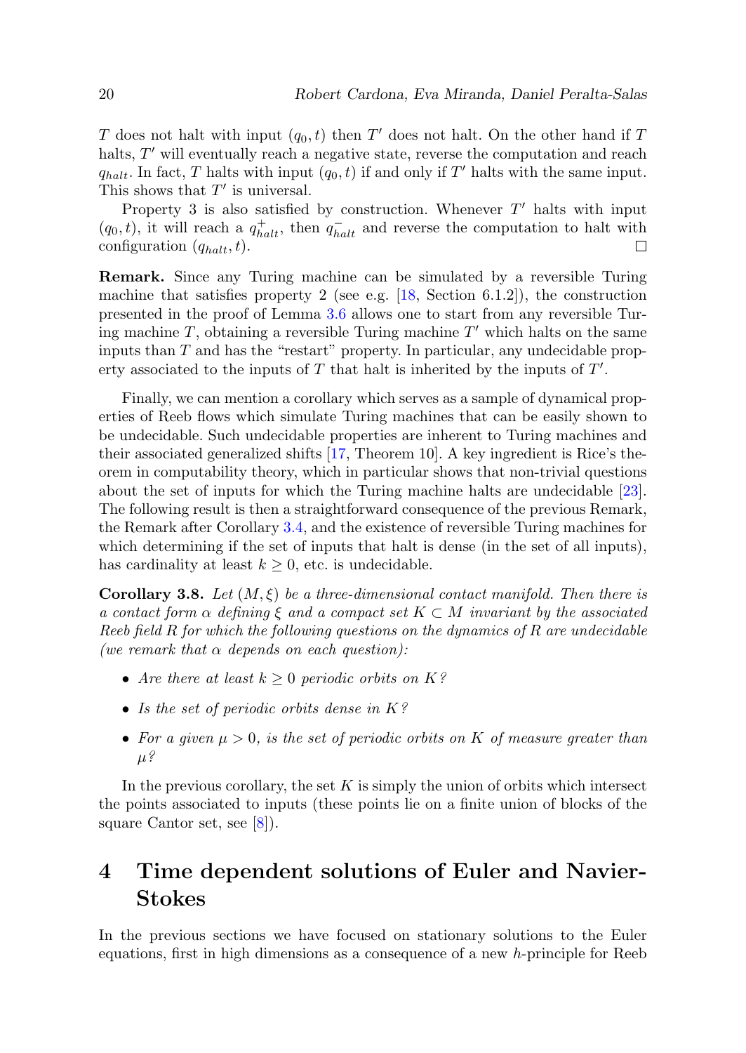$T$ does not halt with input $(q_0, t)$ then $T'$ does not halt. On the other hand if $T$ halts, $T'$ will eventually reach a negative state, reverse the computation and reach $q_{halt}$. In fact, $T$ halts with input $(q_0, t)$ if and only if $T'$ halts with the same input. This shows that $T'$ is universal.

Property 3 is also satisfied by construction. Whenever $T'$ halts with input $(q_0, t)$, it will reach a $q_{halt}^+$, then $q_{halt}^-$ and reverse the computation to halt with configuration $(q_{halt}, t)$. □

**Remark.** Since any Turing machine can be simulated by a reversible Turing machine that satisfies property 2 (see e.g. [18, Section 6.1.2]), the construction presented in the proof of Lemma 3.6 allows one to start from any reversible Turing machine $T$, obtaining a reversible Turing machine $T'$ which halts on the same inputs than $T$ and has the "restart" property. In particular, any undecidable property associated to the inputs of $T$ that halt is inherited by the inputs of $T'$.

Finally, we can mention a corollary which serves as a sample of dynamical properties of Reeb flows which simulate Turing machines that can be easily shown to be undecidable. Such undecidable properties are inherent to Turing machines and their associated generalized shifts [17, Theorem 10]. A key ingredient is Rice's theorem in computability theory, which in particular shows that non-trivial questions about the set of inputs for which the Turing machine halts are undecidable [23]. The following result is then a straightforward consequence of the previous Remark, the Remark after Corollary 3.4, and the existence of reversible Turing machines for which determining if the set of inputs that halt is dense (in the set of all inputs), has cardinality at least $k \geq 0$, etc. is undecidable.

**Corollary 3.8.** *Let $(M, \xi)$ be a three-dimensional contact manifold. Then there is a contact form $\alpha$ defining $\xi$ and a compact set $K \subset M$ invariant by the associated Reeb field $R$ for which the following questions on the dynamics of $R$ are undecidable (we remark that $\alpha$ depends on each question):*

- *Are there at least $k \geq 0$ periodic orbits on $K$?*
- *Is the set of periodic orbits dense in $K$?*
- *For a given $\mu > 0$, is the set of periodic orbits on $K$ of measure greater than $\mu$?*

In the previous corollary, the set $K$ is simply the union of orbits which intersect the points associated to inputs (these points lie on a finite union of blocks of the square Cantor set, see [8]).

# 4 Time dependent solutions of Euler and Navier-Stokes

In the previous sections we have focused on stationary solutions to the Euler equations, first in high dimensions as a consequence of a new $h$-principle for Reeb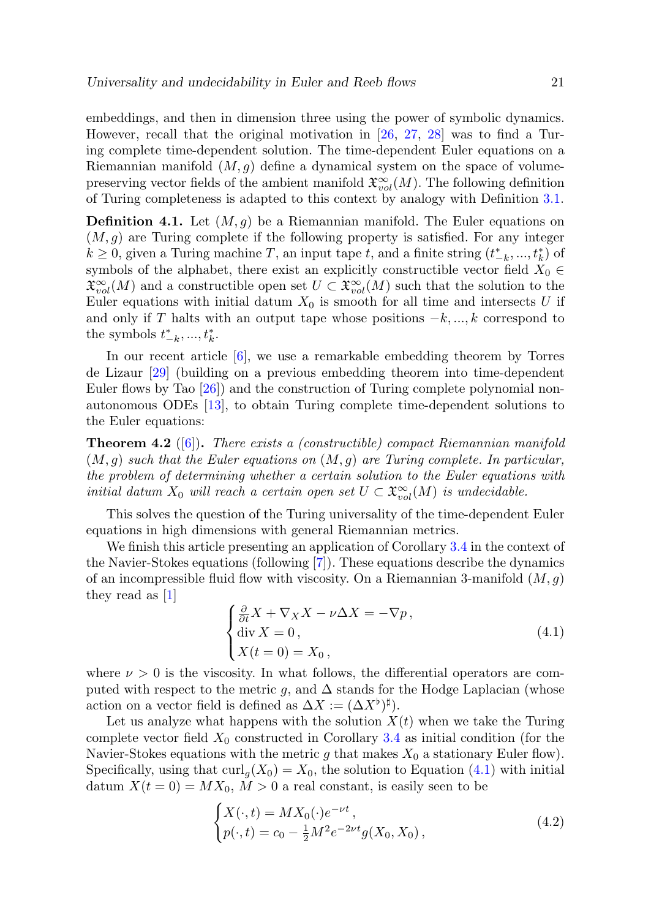embeddings, and then in dimension three using the power of symbolic dynamics. However, recall that the original motivation in [26, 27, 28] was to find a Turing complete time-dependent solution. The time-dependent Euler equations on a Riemannian manifold $(M, g)$ define a dynamical system on the space of volume-preserving vector fields of the ambient manifold $\mathfrak{X}^\infty_{vol}(M)$. The following definition of Turing completeness is adapted to this context by analogy with Definition 3.1.

**Definition 4.1.** Let $(M, g)$ be a Riemannian manifold. The Euler equations on $(M, g)$ are Turing complete if the following property is satisfied. For any integer $k \geq 0$, given a Turing machine $T$, an input tape $t$, and a finite string $(t^*_{-k}, ..., t^*_k)$ of symbols of the alphabet, there exist an explicitly constructible vector field $X_0 \in \mathfrak{X}^\infty_{vol}(M)$ and a constructible open set $U \subset \mathfrak{X}^\infty_{vol}(M)$ such that the solution to the Euler equations with initial datum $X_0$ is smooth for all time and intersects $U$ if and only if $T$ halts with an output tape whose positions $-k, ..., k$ correspond to the symbols $t^*_{-k}, ..., t^*_k$.

In our recent article [6], we use a remarkable embedding theorem by Torres de Lizaur [29] (building on a previous embedding theorem into time-dependent Euler flows by Tao [26]) and the construction of Turing complete polynomial non-autonomous ODEs [13], to obtain Turing complete time-dependent solutions to the Euler equations:

**Theorem 4.2** ([6])**.** *There exists a (constructible) compact Riemannian manifold $(M, g)$ such that the Euler equations on $(M, g)$ are Turing complete. In particular, the problem of determining whether a certain solution to the Euler equations with initial datum $X_0$ will reach a certain open set $U \subset \mathfrak{X}^\infty_{vol}(M)$ is undecidable.*

This solves the question of the Turing universality of the time-dependent Euler equations in high dimensions with general Riemannian metrics.

We finish this article presenting an application of Corollary 3.4 in the context of the Navier-Stokes equations (following [7]). These equations describe the dynamics of an incompressible fluid flow with viscosity. On a Riemannian 3-manifold $(M, g)$ they read as [1]

$$\begin{cases} \frac{\partial}{\partial t} X + \nabla_X X - \nu \Delta X = -\nabla p \,, \\ \operatorname{div} X = 0 \,, \\ X(t=0) = X_0 \,, \end{cases} \tag{4.1}$$

where $\nu > 0$ is the viscosity. In what follows, the differential operators are computed with respect to the metric $g$, and $\Delta$ stands for the Hodge Laplacian (whose action on a vector field is defined as $\Delta X := (\Delta X^\flat)^\sharp$).

Let us analyze what happens with the solution $X(t)$ when we take the Turing complete vector field $X_0$ constructed in Corollary 3.4 as initial condition (for the Navier-Stokes equations with the metric $g$ that makes $X_0$ a stationary Euler flow). Specifically, using that $\operatorname{curl}_g(X_0) = X_0$, the solution to Equation (4.1) with initial datum $X(t=0) = MX_0$, $M > 0$ a real constant, is easily seen to be

$$\begin{cases} X(\cdot, t) = MX_0(\cdot) e^{-\nu t} \,, \\ p(\cdot, t) = c_0 - \frac{1}{2} M^2 e^{-2\nu t} g(X_0, X_0) \,, \end{cases} \tag{4.2}$$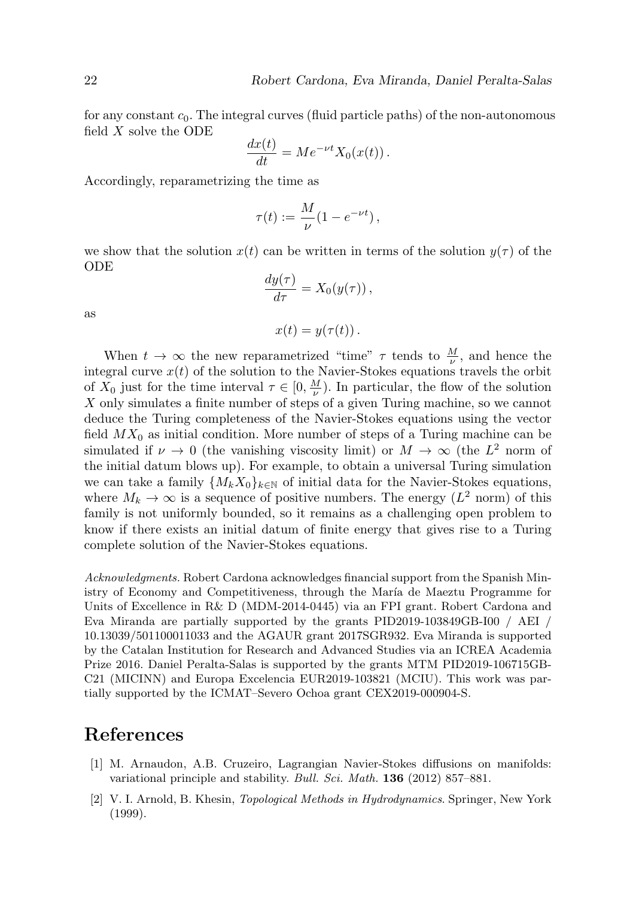for any constant $c_0$. The integral curves (fluid particle paths) of the non-autonomous field $X$ solve the ODE

$$\frac{dx(t)}{dt} = Me^{-\nu t} X_0(x(t)) \,.$$

Accordingly, reparametrizing the time as

$$\tau(t) := \frac{M}{\nu}(1 - e^{-\nu t}) \,,$$

we show that the solution $x(t)$ can be written in terms of the solution $y(\tau)$ of the ODE

$$\frac{dy(\tau)}{d\tau} = X_0(y(\tau)) \,,$$

as

$$x(t) = y(\tau(t)) \,.$$

When $t \to \infty$ the new reparametrized "time" $\tau$ tends to $\frac{M}{\nu}$, and hence the integral curve $x(t)$ of the solution to the Navier-Stokes equations travels the orbit of $X_0$ just for the time interval $\tau \in [0, \frac{M}{\nu})$. In particular, the flow of the solution $X$ only simulates a finite number of steps of a given Turing machine, so we cannot deduce the Turing completeness of the Navier-Stokes equations using the vector field $MX_0$ as initial condition. More number of steps of a Turing machine can be simulated if $\nu \to 0$ (the vanishing viscosity limit) or $M \to \infty$ (the $L^2$ norm of the initial datum blows up). For example, to obtain a universal Turing simulation we can take a family $\{M_k X_0\}_{k \in \mathbb{N}}$ of initial data for the Navier-Stokes equations, where $M_k \to \infty$ is a sequence of positive numbers. The energy ($L^2$ norm) of this family is not uniformly bounded, so it remains as a challenging open problem to know if there exists an initial datum of finite energy that gives rise to a Turing complete solution of the Navier-Stokes equations.

*Acknowledgments.* Robert Cardona acknowledges financial support from the Spanish Ministry of Economy and Competitiveness, through the María de Maeztu Programme for Units of Excellence in R& D (MDM-2014-0445) via an FPI grant. Robert Cardona and Eva Miranda are partially supported by the grants PID2019-103849GB-I00 / AEI / 10.13039/501100011033 and the AGAUR grant 2017SGR932. Eva Miranda is supported by the Catalan Institution for Research and Advanced Studies via an ICREA Academia Prize 2016. Daniel Peralta-Salas is supported by the grants MTM PID2019-106715GB-C21 (MICINN) and Europa Excelencia EUR2019-103821 (MCIU). This work was partially supported by the ICMAT–Severo Ochoa grant CEX2019-000904-S.

# References

[1] M. Arnaudon, A.B. Cruzeiro, Lagrangian Navier-Stokes diffusions on manifolds: variational principle and stability. *Bull. Sci. Math.* **136** (2012) 857–881.

[2] V. I. Arnold, B. Khesin, *Topological Methods in Hydrodynamics*. Springer, New York (1999).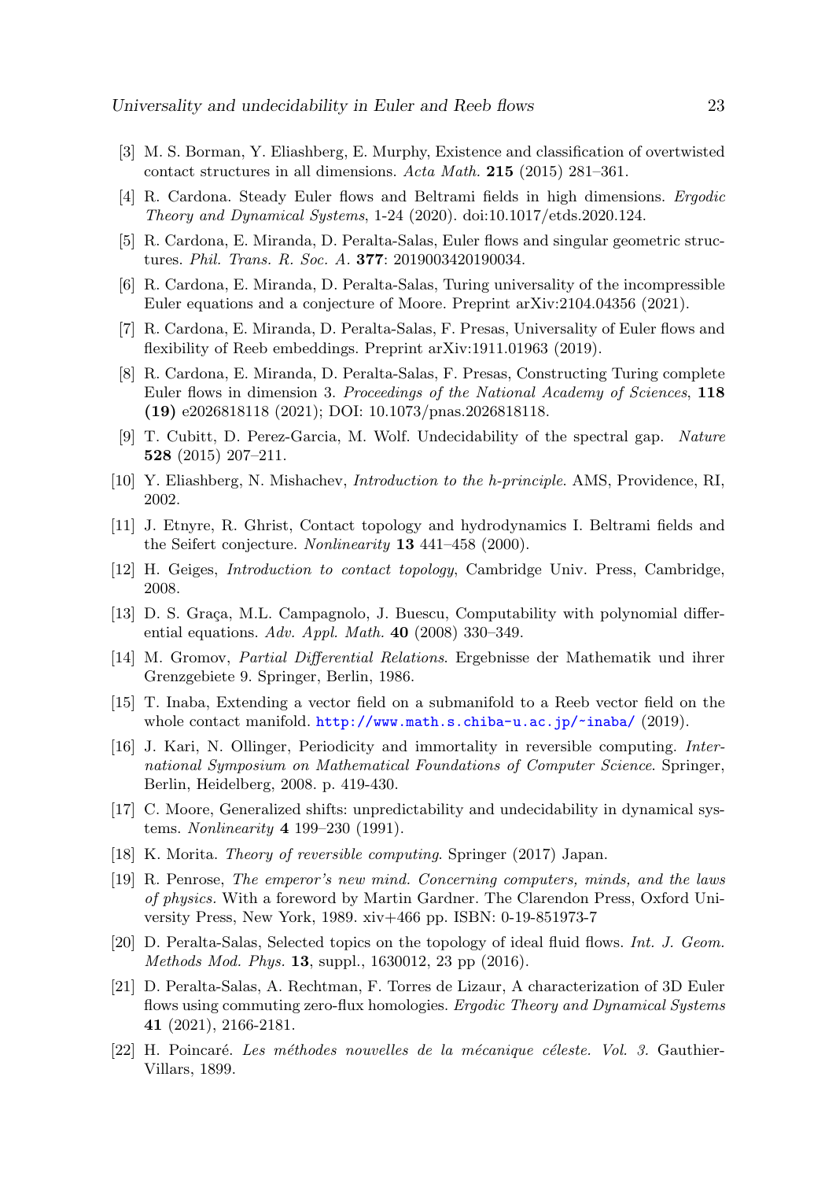[3] M. S. Borman, Y. Eliashberg, E. Murphy, Existence and classification of overtwisted contact structures in all dimensions. *Acta Math.* **215** (2015) 281–361.

[4] R. Cardona. Steady Euler flows and Beltrami fields in high dimensions. *Ergodic Theory and Dynamical Systems*, 1-24 (2020). doi:10.1017/etds.2020.124.

[5] R. Cardona, E. Miranda, D. Peralta-Salas, Euler flows and singular geometric structures. *Phil. Trans. R. Soc. A.* **377**: 2019003420190034.

[6] R. Cardona, E. Miranda, D. Peralta-Salas, Turing universality of the incompressible Euler equations and a conjecture of Moore. Preprint arXiv:2104.04356 (2021).

[7] R. Cardona, E. Miranda, D. Peralta-Salas, F. Presas, Universality of Euler flows and flexibility of Reeb embeddings. Preprint arXiv:1911.01963 (2019).

[8] R. Cardona, E. Miranda, D. Peralta-Salas, F. Presas, Constructing Turing complete Euler flows in dimension 3. *Proceedings of the National Academy of Sciences*, **118 (19)** e2026818118 (2021); DOI: 10.1073/pnas.2026818118.

[9] T. Cubitt, D. Perez-Garcia, M. Wolf. Undecidability of the spectral gap. *Nature* **528** (2015) 207–211.

[10] Y. Eliashberg, N. Mishachev, *Introduction to the h-principle*. AMS, Providence, RI, 2002.

[11] J. Etnyre, R. Ghrist, Contact topology and hydrodynamics I. Beltrami fields and the Seifert conjecture. *Nonlinearity* **13** 441–458 (2000).

[12] H. Geiges, *Introduction to contact topology*, Cambridge Univ. Press, Cambridge, 2008.

[13] D. S. Graça, M.L. Campagnolo, J. Buescu, Computability with polynomial differential equations. *Adv. Appl. Math.* **40** (2008) 330–349.

[14] M. Gromov, *Partial Differential Relations*. Ergebnisse der Mathematik und ihrer Grenzgebiete 9. Springer, Berlin, 1986.

[15] T. Inaba, Extending a vector field on a submanifold to a Reeb vector field on the whole contact manifold. http://www.math.s.chiba-u.ac.jp/~inaba/ (2019).

[16] J. Kari, N. Ollinger, Periodicity and immortality in reversible computing. *International Symposium on Mathematical Foundations of Computer Science*. Springer, Berlin, Heidelberg, 2008. p. 419-430.

[17] C. Moore, Generalized shifts: unpredictability and undecidability in dynamical systems. *Nonlinearity* **4** 199–230 (1991).

[18] K. Morita. *Theory of reversible computing*. Springer (2017) Japan.

[19] R. Penrose, *The emperor's new mind. Concerning computers, minds, and the laws of physics.* With a foreword by Martin Gardner. The Clarendon Press, Oxford University Press, New York, 1989. xiv+466 pp. ISBN: 0-19-851973-7

[20] D. Peralta-Salas, Selected topics on the topology of ideal fluid flows. *Int. J. Geom. Methods Mod. Phys.* **13**, suppl., 1630012, 23 pp (2016).

[21] D. Peralta-Salas, A. Rechtman, F. Torres de Lizaur, A characterization of 3D Euler flows using commuting zero-flux homologies. *Ergodic Theory and Dynamical Systems* **41** (2021), 2166-2181.

[22] H. Poincaré. *Les méthodes nouvelles de la mécanique céleste. Vol. 3.* Gauthier-Villars, 1899.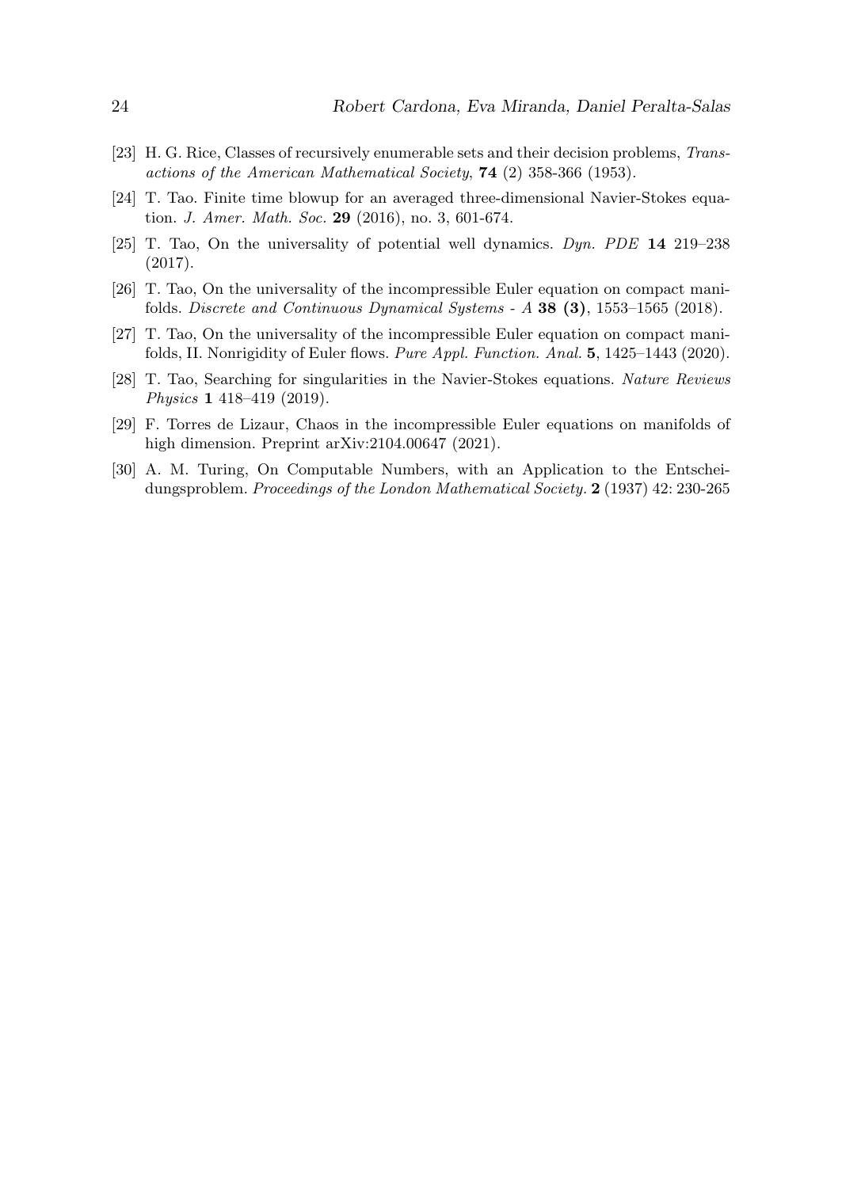[23] H. G. Rice, Classes of recursively enumerable sets and their decision problems, *Transactions of the American Mathematical Society*, **74** (2) 358-366 (1953).

[24] T. Tao. Finite time blowup for an averaged three-dimensional Navier-Stokes equation. *J. Amer. Math. Soc.* **29** (2016), no. 3, 601-674.

[25] T. Tao, On the universality of potential well dynamics. *Dyn. PDE* **14** 219–238 (2017).

[26] T. Tao, On the universality of the incompressible Euler equation on compact manifolds. *Discrete and Continuous Dynamical Systems - A* **38 (3)**, 1553–1565 (2018).

[27] T. Tao, On the universality of the incompressible Euler equation on compact manifolds, II. Nonrigidity of Euler flows. *Pure Appl. Function. Anal.* **5**, 1425–1443 (2020).

[28] T. Tao, Searching for singularities in the Navier-Stokes equations. *Nature Reviews Physics* **1** 418–419 (2019).

[29] F. Torres de Lizaur, Chaos in the incompressible Euler equations on manifolds of high dimension. Preprint arXiv:2104.00647 (2021).

[30] A. M. Turing, On Computable Numbers, with an Application to the Entscheidungsproblem. *Proceedings of the London Mathematical Society.* **2** (1937) 42: 230-265